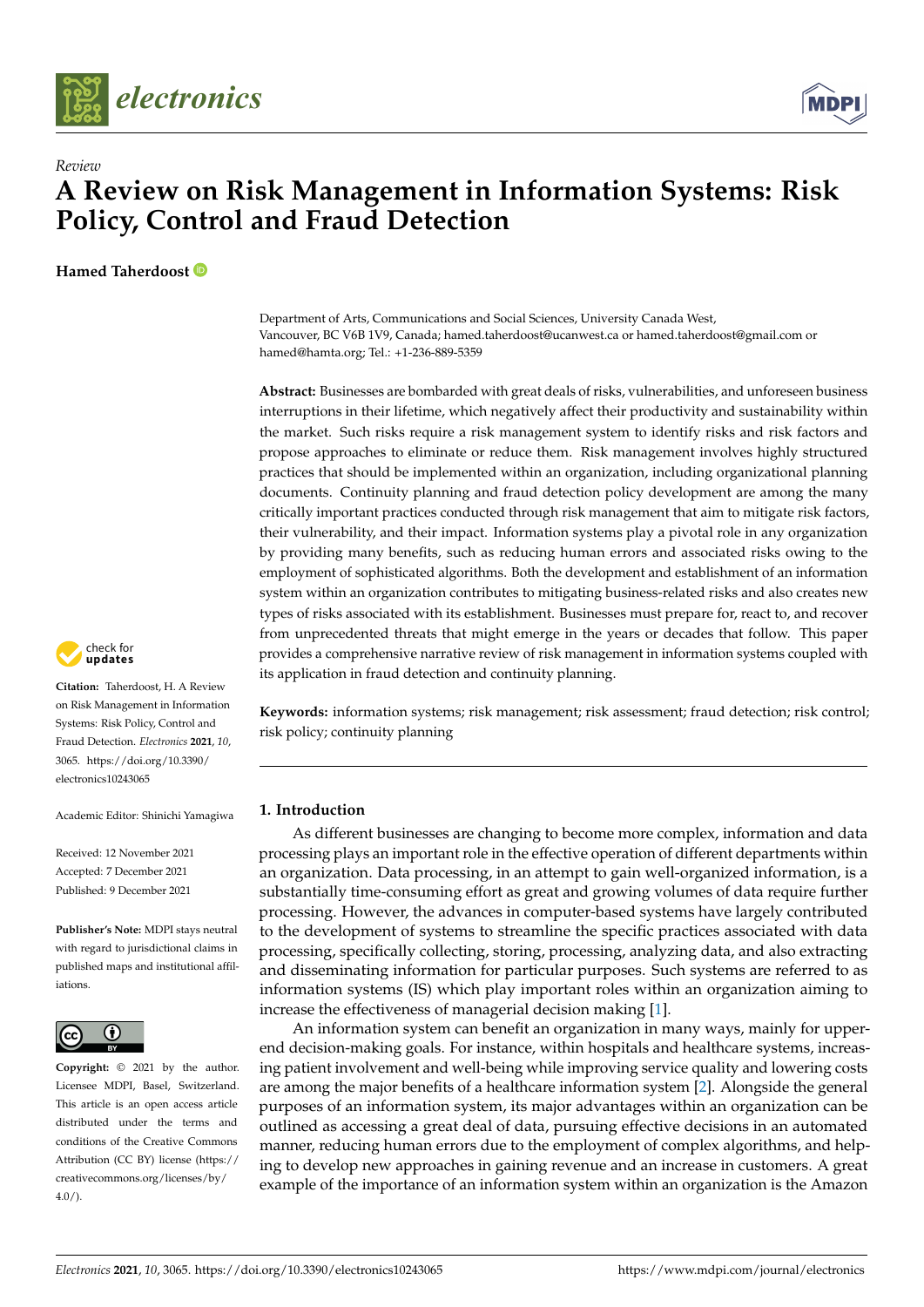*Review*

# A Review on Risk Management in Information Systems: Risk Policy, Control and Fraud Detection

**Hamed Taherdoost**

Department of Arts, Communications and Social Sciences, University Canada West, Vancouver, BC V6B 1V9, Canada; hamed.taherdoost@ucanwest.ca or hamed.taherdoost@gmail.com or hamed@hamta.org; Tel.: +1-236-889-5359

**Abstract:** Businesses are bombarded with great deals of risks, vulnerabilities, and unforeseen business interruptions in their lifetime, which negatively affect their productivity and sustainability within the market. Such risks require a risk management system to identify risks and risk factors and propose approaches to eliminate or reduce them. Risk management involves highly structured practices that should be implemented within an organization, including organizational planning documents. Continuity planning and fraud detection policy development are among the many critically important practices conducted through risk management that aim to mitigate risk factors, their vulnerability, and their impact. Information systems play a pivotal role in any organization by providing many benefits, such as reducing human errors and associated risks owing to the employment of sophisticated algorithms. Both the development and establishment of an information system within an organization contributes to mitigating business-related risks and also creates new types of risks associated with its establishment. Businesses must prepare for, react to, and recover from unprecedented threats that might emerge in the years or decades that follow. This paper provides a comprehensive narrative review of risk management in information systems coupled with its application in fraud detection and continuity planning.

**Keywords:** information systems; risk management; risk assessment; fraud detection; risk control; risk policy; continuity planning

**Citation:** Taherdoost, H. A Review on Risk Management in Information Systems: Risk Policy, Control and Fraud Detection. *Electronics* **2021**, *10*, 3065. https://doi.org/10.3390/electronics10243065

Academic Editor: Shinichi Yamagiwa

Received: 12 November 2021
Accepted: 7 December 2021
Published: 9 December 2021

**Publisher's Note:** MDPI stays neutral with regard to jurisdictional claims in published maps and institutional affiliations.

**Copyright:** © 2021 by the author. Licensee MDPI, Basel, Switzerland. This article is an open access article distributed under the terms and conditions of the Creative Commons Attribution (CC BY) license (https://creativecommons.org/licenses/by/4.0/).

## 1. Introduction

As different businesses are changing to become more complex, information and data processing plays an important role in the effective operation of different departments within an organization. Data processing, in an attempt to gain well-organized information, is a substantially time-consuming effort as great and growing volumes of data require further processing. However, the advances in computer-based systems have largely contributed to the development of systems to streamline the specific practices associated with data processing, specifically collecting, storing, processing, analyzing data, and also extracting and disseminating information for particular purposes. Such systems are referred to as information systems (IS) which play important roles within an organization aiming to increase the effectiveness of managerial decision making [1].

An information system can benefit an organization in many ways, mainly for upper-end decision-making goals. For instance, within hospitals and healthcare systems, increasing patient involvement and well-being while improving service quality and lowering costs are among the major benefits of a healthcare information system [2]. Alongside the general purposes of an information system, its major advantages within an organization can be outlined as accessing a great deal of data, pursuing effective decisions in an automated manner, reducing human errors due to the employment of complex algorithms, and helping to develop new approaches in gaining revenue and an increase in customers. A great example of the importance of an information system within an organization is the Amazon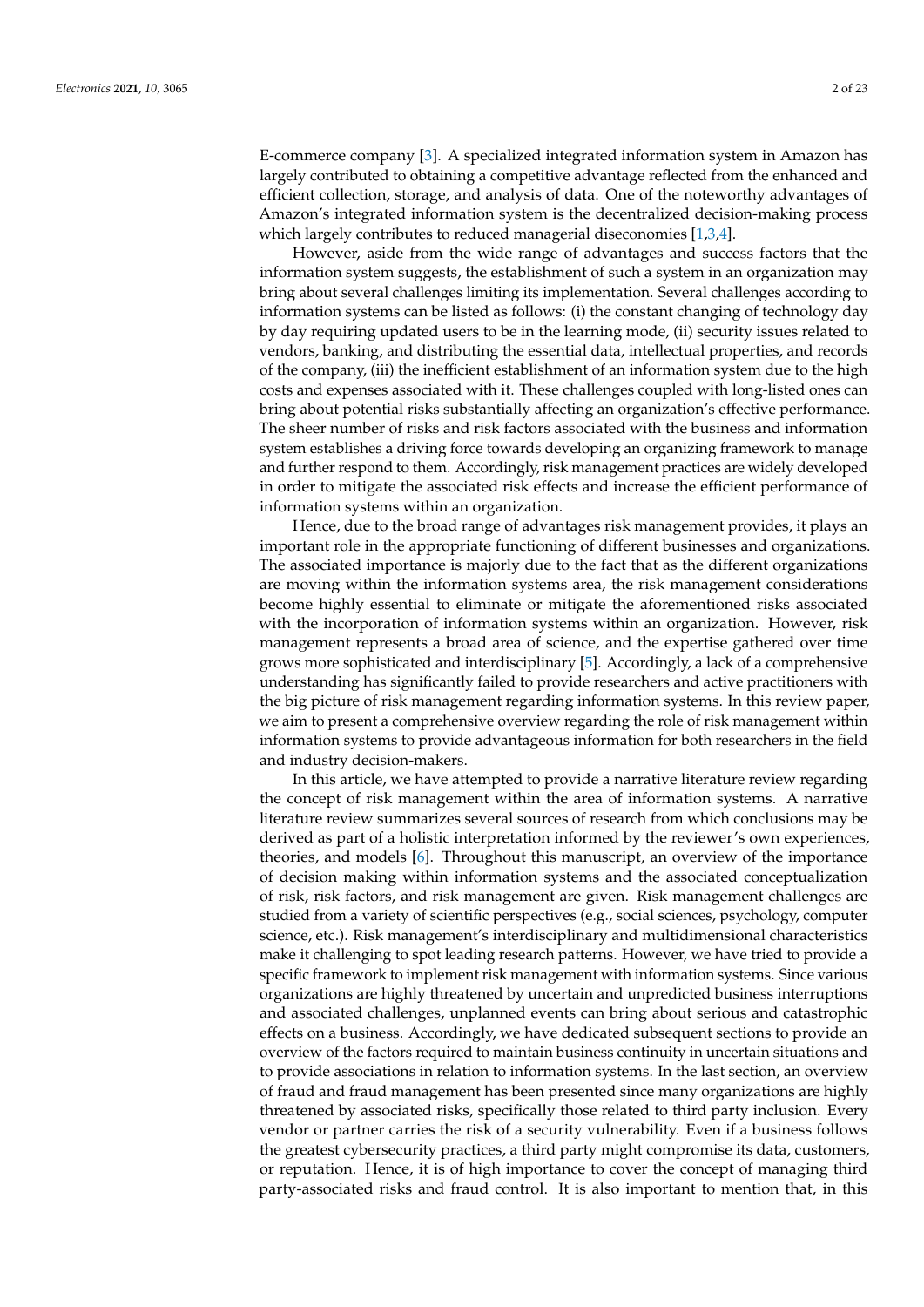E-commerce company [3]. A specialized integrated information system in Amazon has largely contributed to obtaining a competitive advantage reflected from the enhanced and efficient collection, storage, and analysis of data. One of the noteworthy advantages of Amazon's integrated information system is the decentralized decision-making process which largely contributes to reduced managerial diseconomies [1,3,4].

However, aside from the wide range of advantages and success factors that the information system suggests, the establishment of such a system in an organization may bring about several challenges limiting its implementation. Several challenges according to information systems can be listed as follows: (i) the constant changing of technology day by day requiring updated users to be in the learning mode, (ii) security issues related to vendors, banking, and distributing the essential data, intellectual properties, and records of the company, (iii) the inefficient establishment of an information system due to the high costs and expenses associated with it. These challenges coupled with long-listed ones can bring about potential risks substantially affecting an organization's effective performance. The sheer number of risks and risk factors associated with the business and information system establishes a driving force towards developing an organizing framework to manage and further respond to them. Accordingly, risk management practices are widely developed in order to mitigate the associated risk effects and increase the efficient performance of information systems within an organization.

Hence, due to the broad range of advantages risk management provides, it plays an important role in the appropriate functioning of different businesses and organizations. The associated importance is majorly due to the fact that as the different organizations are moving within the information systems area, the risk management considerations become highly essential to eliminate or mitigate the aforementioned risks associated with the incorporation of information systems within an organization. However, risk management represents a broad area of science, and the expertise gathered over time grows more sophisticated and interdisciplinary [5]. Accordingly, a lack of a comprehensive understanding has significantly failed to provide researchers and active practitioners with the big picture of risk management regarding information systems. In this review paper, we aim to present a comprehensive overview regarding the role of risk management within information systems to provide advantageous information for both researchers in the field and industry decision-makers.

In this article, we have attempted to provide a narrative literature review regarding the concept of risk management within the area of information systems. A narrative literature review summarizes several sources of research from which conclusions may be derived as part of a holistic interpretation informed by the reviewer's own experiences, theories, and models [6]. Throughout this manuscript, an overview of the importance of decision making within information systems and the associated conceptualization of risk, risk factors, and risk management are given. Risk management challenges are studied from a variety of scientific perspectives (e.g., social sciences, psychology, computer science, etc.). Risk management's interdisciplinary and multidimensional characteristics make it challenging to spot leading research patterns. However, we have tried to provide a specific framework to implement risk management with information systems. Since various organizations are highly threatened by uncertain and unpredicted business interruptions and associated challenges, unplanned events can bring about serious and catastrophic effects on a business. Accordingly, we have dedicated subsequent sections to provide an overview of the factors required to maintain business continuity in uncertain situations and to provide associations in relation to information systems. In the last section, an overview of fraud and fraud management has been presented since many organizations are highly threatened by associated risks, specifically those related to third party inclusion. Every vendor or partner carries the risk of a security vulnerability. Even if a business follows the greatest cybersecurity practices, a third party might compromise its data, customers, or reputation. Hence, it is of high importance to cover the concept of managing third party-associated risks and fraud control. It is also important to mention that, in this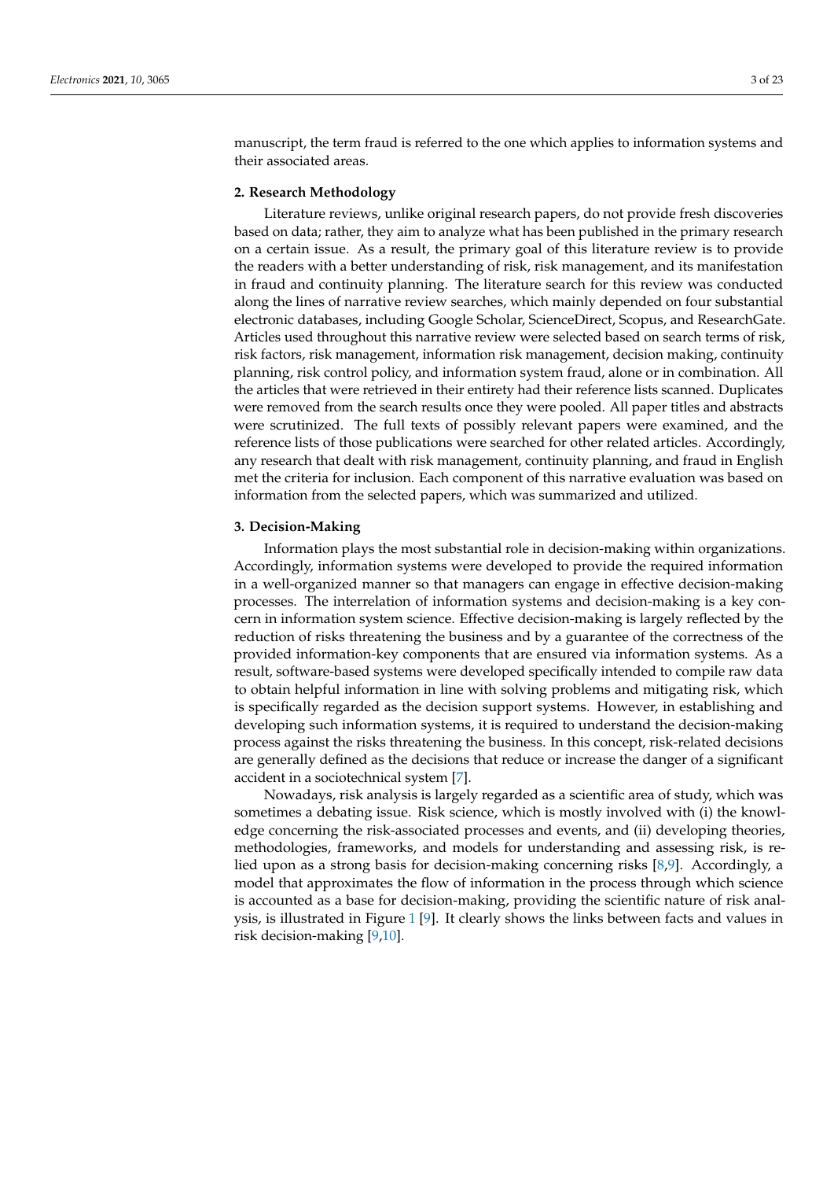manuscript, the term fraud is referred to the one which applies to information systems and their associated areas.

## 2. Research Methodology

Literature reviews, unlike original research papers, do not provide fresh discoveries based on data; rather, they aim to analyze what has been published in the primary research on a certain issue. As a result, the primary goal of this literature review is to provide the readers with a better understanding of risk, risk management, and its manifestation in fraud and continuity planning. The literature search for this review was conducted along the lines of narrative review searches, which mainly depended on four substantial electronic databases, including Google Scholar, ScienceDirect, Scopus, and ResearchGate. Articles used throughout this narrative review were selected based on search terms of risk, risk factors, risk management, information risk management, decision making, continuity planning, risk control policy, and information system fraud, alone or in combination. All the articles that were retrieved in their entirety had their reference lists scanned. Duplicates were removed from the search results once they were pooled. All paper titles and abstracts were scrutinized. The full texts of possibly relevant papers were examined, and the reference lists of those publications were searched for other related articles. Accordingly, any research that dealt with risk management, continuity planning, and fraud in English met the criteria for inclusion. Each component of this narrative evaluation was based on information from the selected papers, which was summarized and utilized.

## 3. Decision-Making

Information plays the most substantial role in decision-making within organizations. Accordingly, information systems were developed to provide the required information in a well-organized manner so that managers can engage in effective decision-making processes. The interrelation of information systems and decision-making is a key concern in information system science. Effective decision-making is largely reflected by the reduction of risks threatening the business and by a guarantee of the correctness of the provided information-key components that are ensured via information systems. As a result, software-based systems were developed specifically intended to compile raw data to obtain helpful information in line with solving problems and mitigating risk, which is specifically regarded as the decision support systems. However, in establishing and developing such information systems, it is required to understand the decision-making process against the risks threatening the business. In this concept, risk-related decisions are generally defined as the decisions that reduce or increase the danger of a significant accident in a sociotechnical system [7].

Nowadays, risk analysis is largely regarded as a scientific area of study, which was sometimes a debating issue. Risk science, which is mostly involved with (i) the knowledge concerning the risk-associated processes and events, and (ii) developing theories, methodologies, frameworks, and models for understanding and assessing risk, is relied upon as a strong basis for decision-making concerning risks [8,9]. Accordingly, a model that approximates the flow of information in the process through which science is accounted as a base for decision-making, providing the scientific nature of risk analysis, is illustrated in Figure 1 [9]. It clearly shows the links between facts and values in risk decision-making [9,10].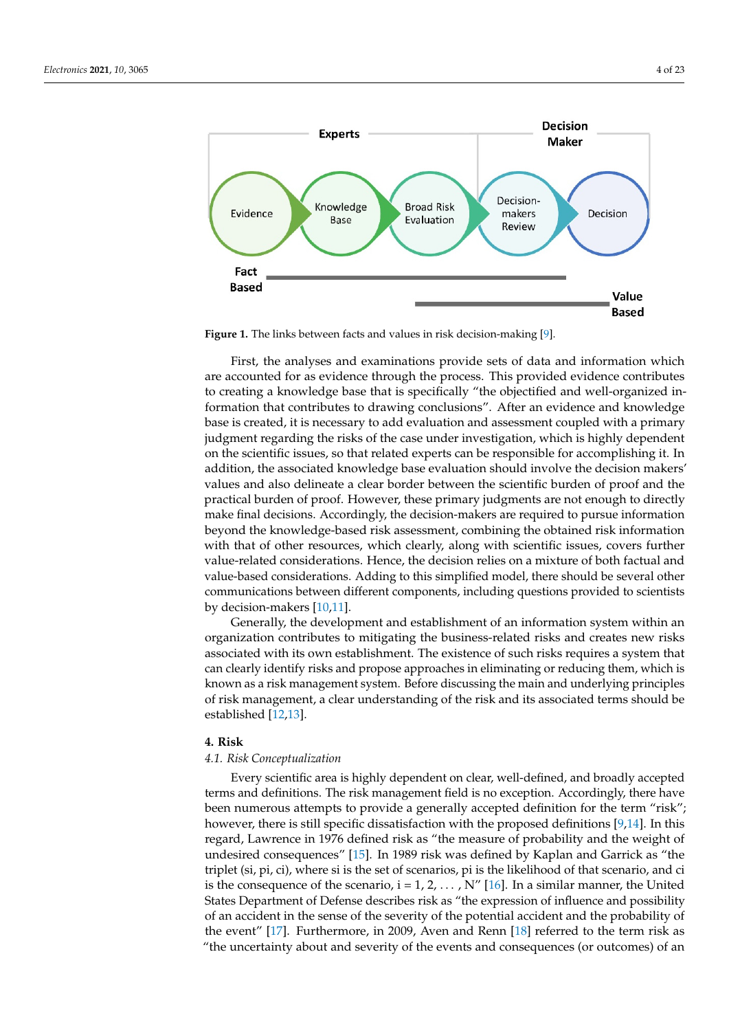Figure 1. The links between facts and values in risk decision-making [9].

First, the analyses and examinations provide sets of data and information which are accounted for as evidence through the process. This provided evidence contributes to creating a knowledge base that is specifically "the objectified and well-organized information that contributes to drawing conclusions". After an evidence and knowledge base is created, it is necessary to add evaluation and assessment coupled with a primary judgment regarding the risks of the case under investigation, which is highly dependent on the scientific issues, so that related experts can be responsible for accomplishing it. In addition, the associated knowledge base evaluation should involve the decision makers' values and also delineate a clear border between the scientific burden of proof and the practical burden of proof. However, these primary judgments are not enough to directly make final decisions. Accordingly, the decision-makers are required to pursue information beyond the knowledge-based risk assessment, combining the obtained risk information with that of other resources, which clearly, along with scientific issues, covers further value-related considerations. Hence, the decision relies on a mixture of both factual and value-based considerations. Adding to this simplified model, there should be several other communications between different components, including questions provided to scientists by decision-makers [10,11].

Generally, the development and establishment of an information system within an organization contributes to mitigating the business-related risks and creates new risks associated with its own establishment. The existence of such risks requires a system that can clearly identify risks and propose approaches in eliminating or reducing them, which is known as a risk management system. Before discussing the main and underlying principles of risk management, a clear understanding of the risk and its associated terms should be established [12,13].

## 4. Risk

### *4.1. Risk Conceptualization*

Every scientific area is highly dependent on clear, well-defined, and broadly accepted terms and definitions. The risk management field is no exception. Accordingly, there have been numerous attempts to provide a generally accepted definition for the term "risk"; however, there is still specific dissatisfaction with the proposed definitions [9,14]. In this regard, Lawrence in 1976 defined risk as "the measure of probability and the weight of undesired consequences" [15]. In 1989 risk was defined by Kaplan and Garrick as "the triplet (si, pi, ci), where si is the set of scenarios, pi is the likelihood of that scenario, and ci is the consequence of the scenario, i = 1, 2, ... , N" [16]. In a similar manner, the United States Department of Defense describes risk as "the expression of influence and possibility of an accident in the sense of the severity of the potential accident and the probability of the event" [17]. Furthermore, in 2009, Aven and Renn [18] referred to the term risk as "the uncertainty about and severity of the events and consequences (or outcomes) of an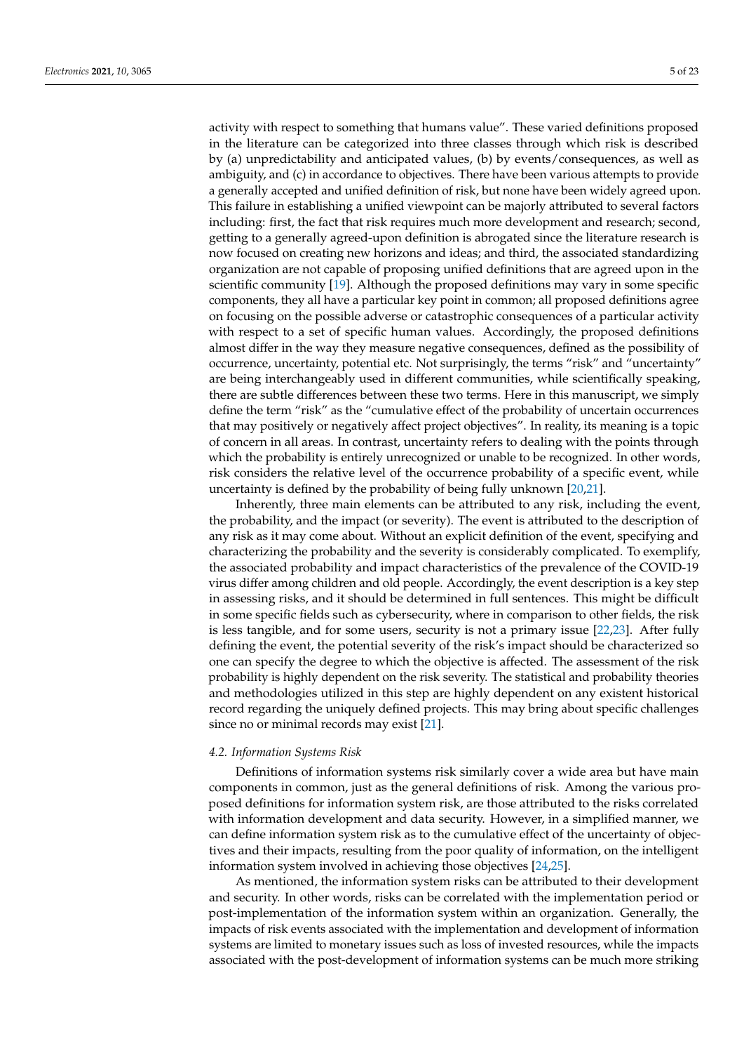activity with respect to something that humans value". These varied definitions proposed in the literature can be categorized into three classes through which risk is described by (a) unpredictability and anticipated values, (b) by events/consequences, as well as ambiguity, and (c) in accordance to objectives. There have been various attempts to provide a generally accepted and unified definition of risk, but none have been widely agreed upon. This failure in establishing a unified viewpoint can be majorly attributed to several factors including: first, the fact that risk requires much more development and research; second, getting to a generally agreed-upon definition is abrogated since the literature research is now focused on creating new horizons and ideas; and third, the associated standardizing organization are not capable of proposing unified definitions that are agreed upon in the scientific community [19]. Although the proposed definitions may vary in some specific components, they all have a particular key point in common; all proposed definitions agree on focusing on the possible adverse or catastrophic consequences of a particular activity with respect to a set of specific human values. Accordingly, the proposed definitions almost differ in the way they measure negative consequences, defined as the possibility of occurrence, uncertainty, potential etc. Not surprisingly, the terms "risk" and "uncertainty" are being interchangeably used in different communities, while scientifically speaking, there are subtle differences between these two terms. Here in this manuscript, we simply define the term "risk" as the "cumulative effect of the probability of uncertain occurrences that may positively or negatively affect project objectives". In reality, its meaning is a topic of concern in all areas. In contrast, uncertainty refers to dealing with the points through which the probability is entirely unrecognized or unable to be recognized. In other words, risk considers the relative level of the occurrence probability of a specific event, while uncertainty is defined by the probability of being fully unknown [20,21].

Inherently, three main elements can be attributed to any risk, including the event, the probability, and the impact (or severity). The event is attributed to the description of any risk as it may come about. Without an explicit definition of the event, specifying and characterizing the probability and the severity is considerably complicated. To exemplify, the associated probability and impact characteristics of the prevalence of the COVID-19 virus differ among children and old people. Accordingly, the event description is a key step in assessing risks, and it should be determined in full sentences. This might be difficult in some specific fields such as cybersecurity, where in comparison to other fields, the risk is less tangible, and for some users, security is not a primary issue [22,23]. After fully defining the event, the potential severity of the risk's impact should be characterized so one can specify the degree to which the objective is affected. The assessment of the risk probability is highly dependent on the risk severity. The statistical and probability theories and methodologies utilized in this step are highly dependent on any existent historical record regarding the uniquely defined projects. This may bring about specific challenges since no or minimal records may exist [21].

### *4.2. Information Systems Risk*

Definitions of information systems risk similarly cover a wide area but have main components in common, just as the general definitions of risk. Among the various proposed definitions for information system risk, are those attributed to the risks correlated with information development and data security. However, in a simplified manner, we can define information system risk as to the cumulative effect of the uncertainty of objectives and their impacts, resulting from the poor quality of information, on the intelligent information system involved in achieving those objectives [24,25].

As mentioned, the information system risks can be attributed to their development and security. In other words, risks can be correlated with the implementation period or post-implementation of the information system within an organization. Generally, the impacts of risk events associated with the implementation and development of information systems are limited to monetary issues such as loss of invested resources, while the impacts associated with the post-development of information systems can be much more striking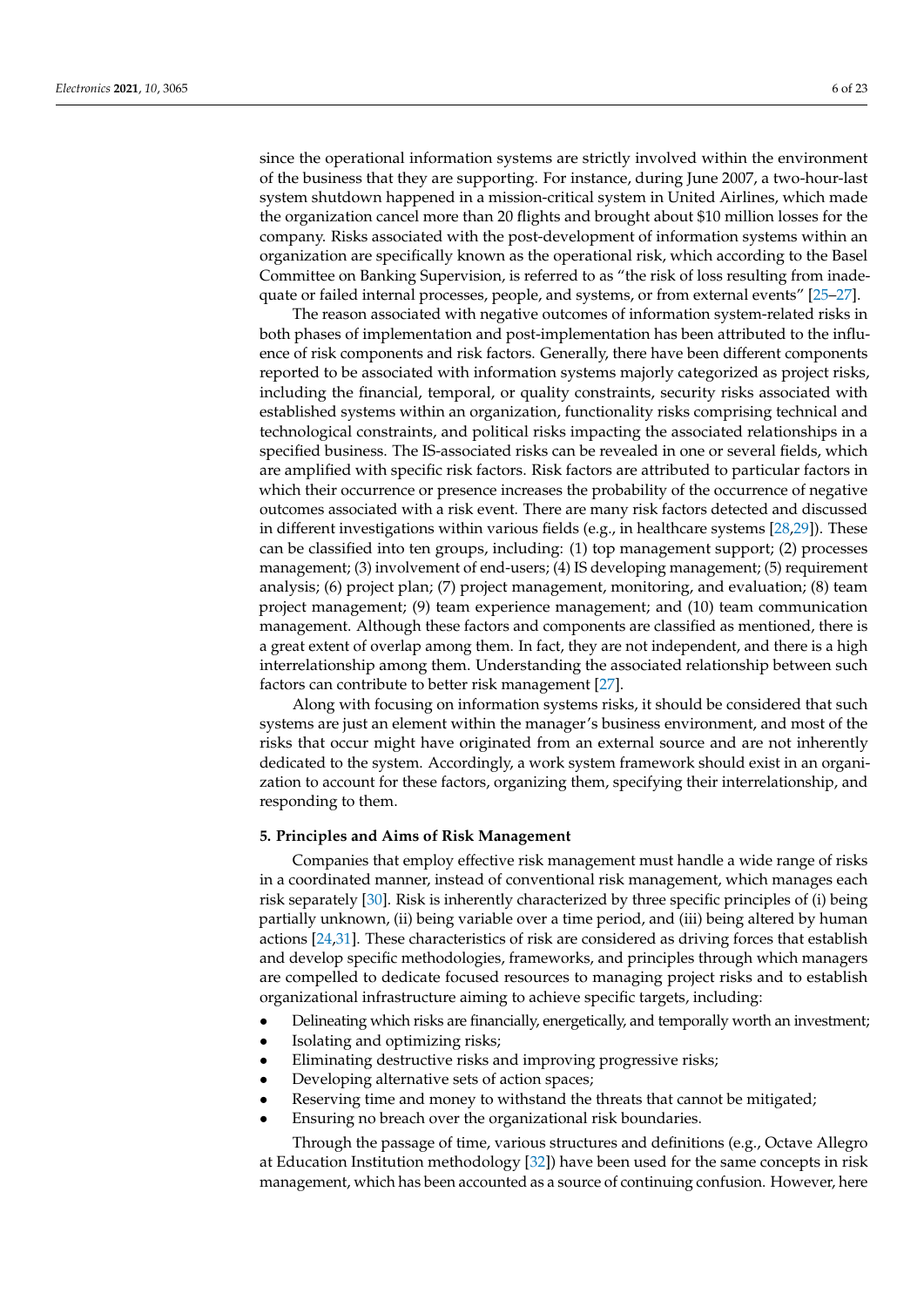since the operational information systems are strictly involved within the environment of the business that they are supporting. For instance, during June 2007, a two-hour-last system shutdown happened in a mission-critical system in United Airlines, which made the organization cancel more than 20 flights and brought about $10 million losses for the company. Risks associated with the post-development of information systems within an organization are specifically known as the operational risk, which according to the Basel Committee on Banking Supervision, is referred to as "the risk of loss resulting from inadequate or failed internal processes, people, and systems, or from external events" [25–27].

The reason associated with negative outcomes of information system-related risks in both phases of implementation and post-implementation has been attributed to the influence of risk components and risk factors. Generally, there have been different components reported to be associated with information systems majorly categorized as project risks, including the financial, temporal, or quality constraints, security risks associated with established systems within an organization, functionality risks comprising technical and technological constraints, and political risks impacting the associated relationships in a specified business. The IS-associated risks can be revealed in one or several fields, which are amplified with specific risk factors. Risk factors are attributed to particular factors in which their occurrence or presence increases the probability of the occurrence of negative outcomes associated with a risk event. There are many risk factors detected and discussed in different investigations within various fields (e.g., in healthcare systems [28,29]). These can be classified into ten groups, including: (1) top management support; (2) processes management; (3) involvement of end-users; (4) IS developing management; (5) requirement analysis; (6) project plan; (7) project management, monitoring, and evaluation; (8) team project management; (9) team experience management; and (10) team communication management. Although these factors and components are classified as mentioned, there is a great extent of overlap among them. In fact, they are not independent, and there is a high interrelationship among them. Understanding the associated relationship between such factors can contribute to better risk management [27].

Along with focusing on information systems risks, it should be considered that such systems are just an element within the manager's business environment, and most of the risks that occur might have originated from an external source and are not inherently dedicated to the system. Accordingly, a work system framework should exist in an organization to account for these factors, organizing them, specifying their interrelationship, and responding to them.

## 5. Principles and Aims of Risk Management

Companies that employ effective risk management must handle a wide range of risks in a coordinated manner, instead of conventional risk management, which manages each risk separately [30]. Risk is inherently characterized by three specific principles of (i) being partially unknown, (ii) being variable over a time period, and (iii) being altered by human actions [24,31]. These characteristics of risk are considered as driving forces that establish and develop specific methodologies, frameworks, and principles through which managers are compelled to dedicate focused resources to managing project risks and to establish organizational infrastructure aiming to achieve specific targets, including:

- Delineating which risks are financially, energetically, and temporally worth an investment;
- Isolating and optimizing risks;
- Eliminating destructive risks and improving progressive risks;
- Developing alternative sets of action spaces;
- Reserving time and money to withstand the threats that cannot be mitigated;
- Ensuring no breach over the organizational risk boundaries.

Through the passage of time, various structures and definitions (e.g., Octave Allegro at Education Institution methodology [32]) have been used for the same concepts in risk management, which has been accounted as a source of continuing confusion. However, here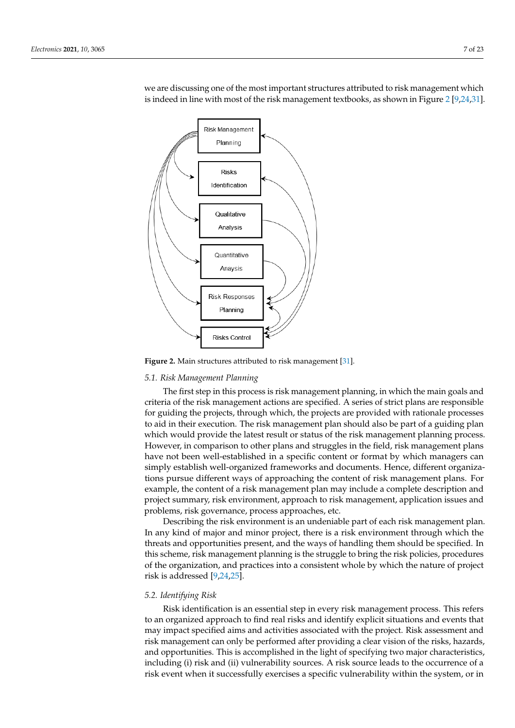we are discussing one of the most important structures attributed to risk management which is indeed in line with most of the risk management textbooks, as shown in Figure 2 [9,24,31].

Figure 2. Main structures attributed to risk management [31].

### 5.1. Risk Management Planning

The first step in this process is risk management planning, in which the main goals and criteria of the risk management actions are specified. A series of strict plans are responsible for guiding the projects, through which, the projects are provided with rationale processes to aid in their execution. The risk management plan should also be part of a guiding plan which would provide the latest result or status of the risk management planning process. However, in comparison to other plans and struggles in the field, risk management plans have not been well-established in a specific content or format by which managers can simply establish well-organized frameworks and documents. Hence, different organizations pursue different ways of approaching the content of risk management plans. For example, the content of a risk management plan may include a complete description and project summary, risk environment, approach to risk management, application issues and problems, risk governance, process approaches, etc.

Describing the risk environment is an undeniable part of each risk management plan. In any kind of major and minor project, there is a risk environment through which the threats and opportunities present, and the ways of handling them should be specified. In this scheme, risk management planning is the struggle to bring the risk policies, procedures of the organization, and practices into a consistent whole by which the nature of project risk is addressed [9,24,25].

### 5.2. Identifying Risk

Risk identification is an essential step in every risk management process. This refers to an organized approach to find real risks and identify explicit situations and events that may impact specified aims and activities associated with the project. Risk assessment and risk management can only be performed after providing a clear vision of the risks, hazards, and opportunities. This is accomplished in the light of specifying two major characteristics, including (i) risk and (ii) vulnerability sources. A risk source leads to the occurrence of a risk event when it successfully exercises a specific vulnerability within the system, or in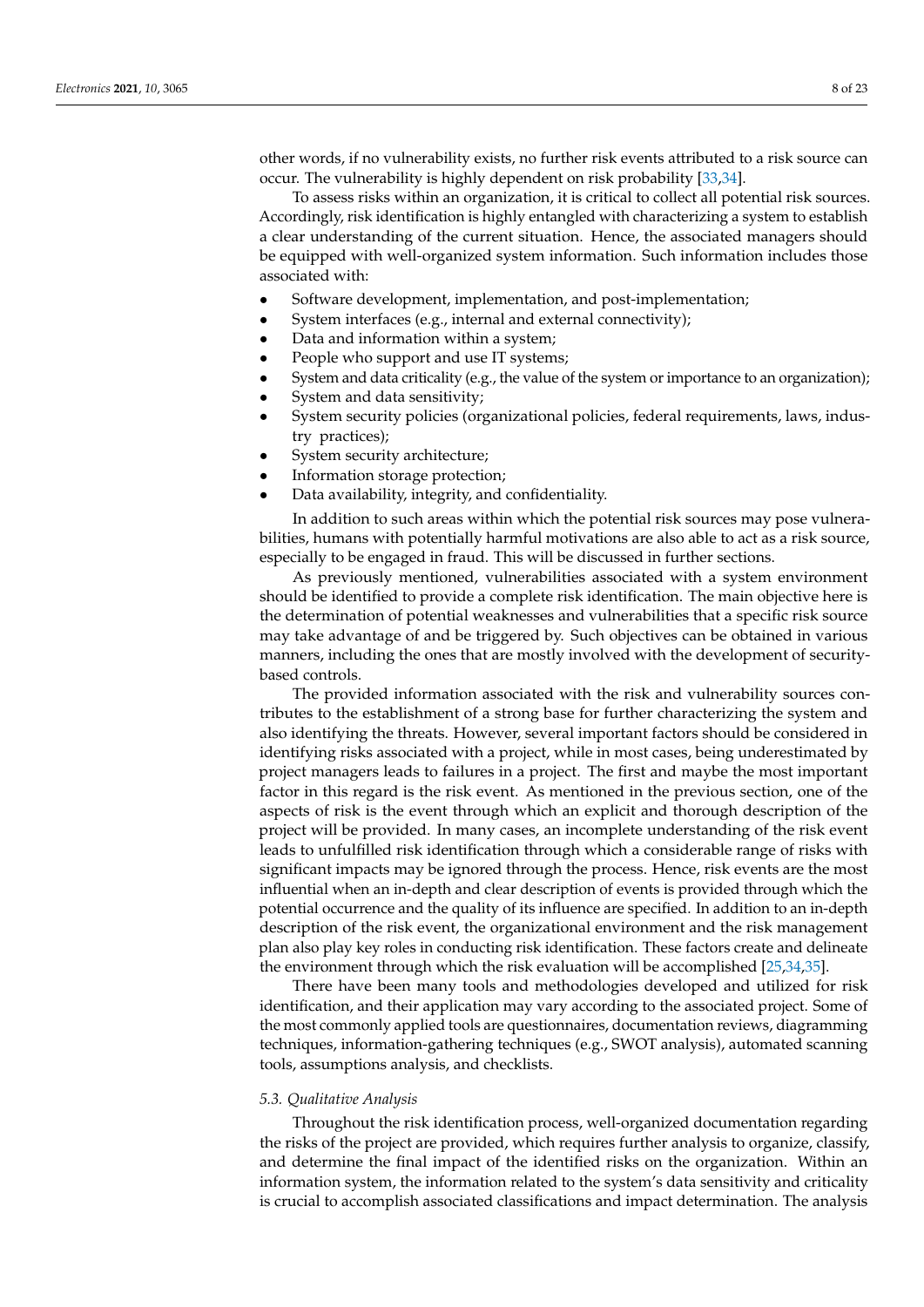other words, if no vulnerability exists, no further risk events attributed to a risk source can occur. The vulnerability is highly dependent on risk probability [33,34].

To assess risks within an organization, it is critical to collect all potential risk sources. Accordingly, risk identification is highly entangled with characterizing a system to establish a clear understanding of the current situation. Hence, the associated managers should be equipped with well-organized system information. Such information includes those associated with:

- Software development, implementation, and post-implementation;
- System interfaces (e.g., internal and external connectivity);
- Data and information within a system;
- People who support and use IT systems;
- System and data criticality (e.g., the value of the system or importance to an organization);
- System and data sensitivity;
- System security policies (organizational policies, federal requirements, laws, industry practices);
- System security architecture;
- Information storage protection;
- Data availability, integrity, and confidentiality.

In addition to such areas within which the potential risk sources may pose vulnerabilities, humans with potentially harmful motivations are also able to act as a risk source, especially to be engaged in fraud. This will be discussed in further sections.

As previously mentioned, vulnerabilities associated with a system environment should be identified to provide a complete risk identification. The main objective here is the determination of potential weaknesses and vulnerabilities that a specific risk source may take advantage of and be triggered by. Such objectives can be obtained in various manners, including the ones that are mostly involved with the development of security-based controls.

The provided information associated with the risk and vulnerability sources contributes to the establishment of a strong base for further characterizing the system and also identifying the threats. However, several important factors should be considered in identifying risks associated with a project, while in most cases, being underestimated by project managers leads to failures in a project. The first and maybe the most important factor in this regard is the risk event. As mentioned in the previous section, one of the aspects of risk is the event through which an explicit and thorough description of the project will be provided. In many cases, an incomplete understanding of the risk event leads to unfulfilled risk identification through which a considerable range of risks with significant impacts may be ignored through the process. Hence, risk events are the most influential when an in-depth and clear description of events is provided through which the potential occurrence and the quality of its influence are specified. In addition to an in-depth description of the risk event, the organizational environment and the risk management plan also play key roles in conducting risk identification. These factors create and delineate the environment through which the risk evaluation will be accomplished [25,34,35].

There have been many tools and methodologies developed and utilized for risk identification, and their application may vary according to the associated project. Some of the most commonly applied tools are questionnaires, documentation reviews, diagramming techniques, information-gathering techniques (e.g., SWOT analysis), automated scanning tools, assumptions analysis, and checklists.

### *5.3. Qualitative Analysis*

Throughout the risk identification process, well-organized documentation regarding the risks of the project are provided, which requires further analysis to organize, classify, and determine the final impact of the identified risks on the organization. Within an information system, the information related to the system's data sensitivity and criticality is crucial to accomplish associated classifications and impact determination. The analysis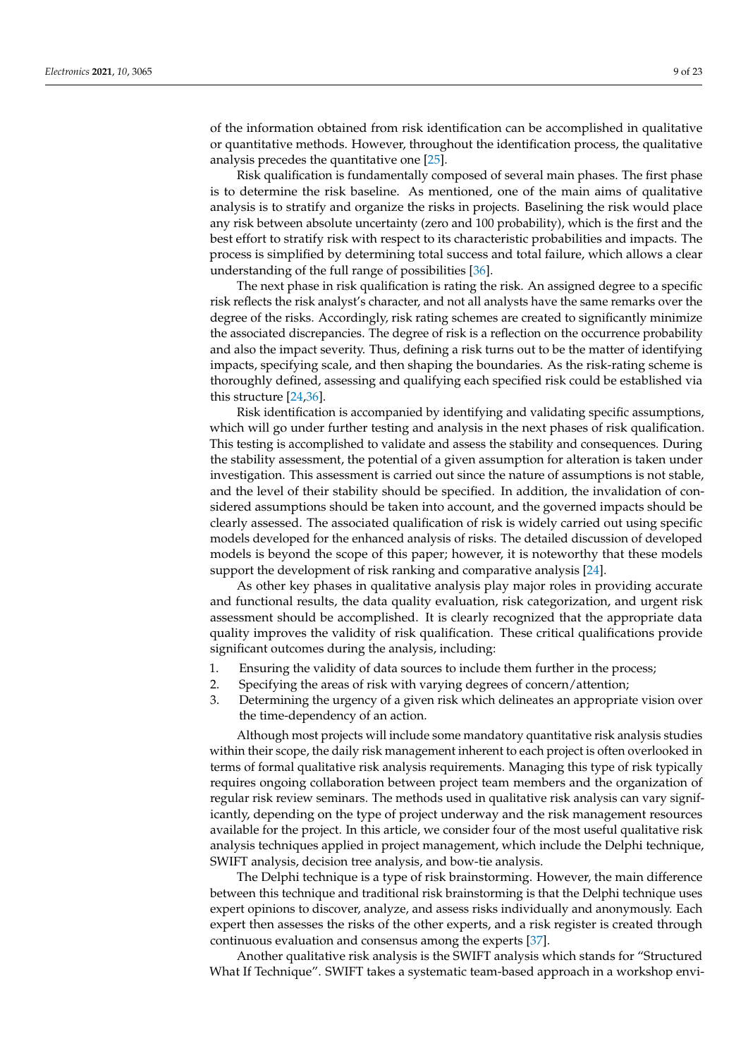of the information obtained from risk identification can be accomplished in qualitative or quantitative methods. However, throughout the identification process, the qualitative analysis precedes the quantitative one [25].

Risk qualification is fundamentally composed of several main phases. The first phase is to determine the risk baseline. As mentioned, one of the main aims of qualitative analysis is to stratify and organize the risks in projects. Baselining the risk would place any risk between absolute uncertainty (zero and 100 probability), which is the first and the best effort to stratify risk with respect to its characteristic probabilities and impacts. The process is simplified by determining total success and total failure, which allows a clear understanding of the full range of possibilities [36].

The next phase in risk qualification is rating the risk. An assigned degree to a specific risk reflects the risk analyst's character, and not all analysts have the same remarks over the degree of the risks. Accordingly, risk rating schemes are created to significantly minimize the associated discrepancies. The degree of risk is a reflection on the occurrence probability and also the impact severity. Thus, defining a risk turns out to be the matter of identifying impacts, specifying scale, and then shaping the boundaries. As the risk-rating scheme is thoroughly defined, assessing and qualifying each specified risk could be established via this structure [24,36].

Risk identification is accompanied by identifying and validating specific assumptions, which will go under further testing and analysis in the next phases of risk qualification. This testing is accomplished to validate and assess the stability and consequences. During the stability assessment, the potential of a given assumption for alteration is taken under investigation. This assessment is carried out since the nature of assumptions is not stable, and the level of their stability should be specified. In addition, the invalidation of considered assumptions should be taken into account, and the governed impacts should be clearly assessed. The associated qualification of risk is widely carried out using specific models developed for the enhanced analysis of risks. The detailed discussion of developed models is beyond the scope of this paper; however, it is noteworthy that these models support the development of risk ranking and comparative analysis [24].

As other key phases in qualitative analysis play major roles in providing accurate and functional results, the data quality evaluation, risk categorization, and urgent risk assessment should be accomplished. It is clearly recognized that the appropriate data quality improves the validity of risk qualification. These critical qualifications provide significant outcomes during the analysis, including:

1. Ensuring the validity of data sources to include them further in the process;
2. Specifying the areas of risk with varying degrees of concern/attention;
3. Determining the urgency of a given risk which delineates an appropriate vision over the time-dependency of an action.

Although most projects will include some mandatory quantitative risk analysis studies within their scope, the daily risk management inherent to each project is often overlooked in terms of formal qualitative risk analysis requirements. Managing this type of risk typically requires ongoing collaboration between project team members and the organization of regular risk review seminars. The methods used in qualitative risk analysis can vary significantly, depending on the type of project underway and the risk management resources available for the project. In this article, we consider four of the most useful qualitative risk analysis techniques applied in project management, which include the Delphi technique, SWIFT analysis, decision tree analysis, and bow-tie analysis.

The Delphi technique is a type of risk brainstorming. However, the main difference between this technique and traditional risk brainstorming is that the Delphi technique uses expert opinions to discover, analyze, and assess risks individually and anonymously. Each expert then assesses the risks of the other experts, and a risk register is created through continuous evaluation and consensus among the experts [37].

Another qualitative risk analysis is the SWIFT analysis which stands for "Structured What If Technique". SWIFT takes a systematic team-based approach in a workshop envi-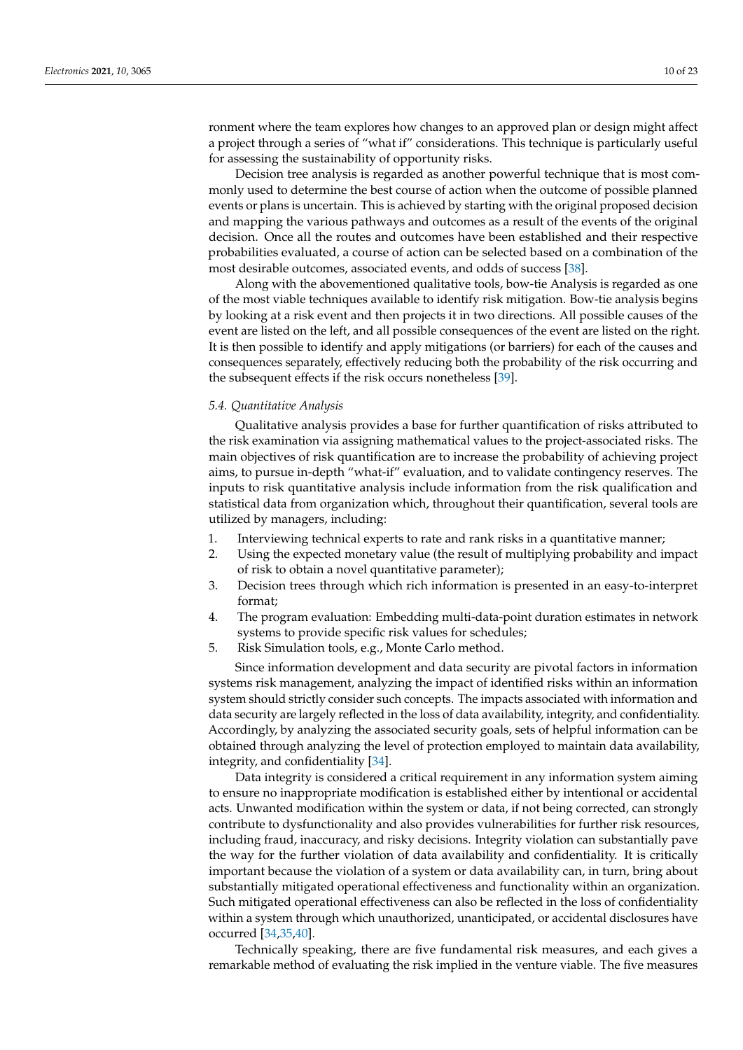ronment where the team explores how changes to an approved plan or design might affect a project through a series of "what if" considerations. This technique is particularly useful for assessing the sustainability of opportunity risks.

Decision tree analysis is regarded as another powerful technique that is most commonly used to determine the best course of action when the outcome of possible planned events or plans is uncertain. This is achieved by starting with the original proposed decision and mapping the various pathways and outcomes as a result of the events of the original decision. Once all the routes and outcomes have been established and their respective probabilities evaluated, a course of action can be selected based on a combination of the most desirable outcomes, associated events, and odds of success [38].

Along with the abovementioned qualitative tools, bow-tie Analysis is regarded as one of the most viable techniques available to identify risk mitigation. Bow-tie analysis begins by looking at a risk event and then projects it in two directions. All possible causes of the event are listed on the left, and all possible consequences of the event are listed on the right. It is then possible to identify and apply mitigations (or barriers) for each of the causes and consequences separately, effectively reducing both the probability of the risk occurring and the subsequent effects if the risk occurs nonetheless [39].

### *5.4. Quantitative Analysis*

Qualitative analysis provides a base for further quantification of risks attributed to the risk examination via assigning mathematical values to the project-associated risks. The main objectives of risk quantification are to increase the probability of achieving project aims, to pursue in-depth "what-if" evaluation, and to validate contingency reserves. The inputs to risk quantitative analysis include information from the risk qualification and statistical data from organization which, throughout their quantification, several tools are utilized by managers, including:

1. Interviewing technical experts to rate and rank risks in a quantitative manner;
2. Using the expected monetary value (the result of multiplying probability and impact of risk to obtain a novel quantitative parameter);
3. Decision trees through which rich information is presented in an easy-to-interpret format;
4. The program evaluation: Embedding multi-data-point duration estimates in network systems to provide specific risk values for schedules;
5. Risk Simulation tools, e.g., Monte Carlo method.

Since information development and data security are pivotal factors in information systems risk management, analyzing the impact of identified risks within an information system should strictly consider such concepts. The impacts associated with information and data security are largely reflected in the loss of data availability, integrity, and confidentiality. Accordingly, by analyzing the associated security goals, sets of helpful information can be obtained through analyzing the level of protection employed to maintain data availability, integrity, and confidentiality [34].

Data integrity is considered a critical requirement in any information system aiming to ensure no inappropriate modification is established either by intentional or accidental acts. Unwanted modification within the system or data, if not being corrected, can strongly contribute to dysfunctionality and also provides vulnerabilities for further risk resources, including fraud, inaccuracy, and risky decisions. Integrity violation can substantially pave the way for the further violation of data availability and confidentiality. It is critically important because the violation of a system or data availability can, in turn, bring about substantially mitigated operational effectiveness and functionality within an organization. Such mitigated operational effectiveness can also be reflected in the loss of confidentiality within a system through which unauthorized, unanticipated, or accidental disclosures have occurred [34,35,40].

Technically speaking, there are five fundamental risk measures, and each gives a remarkable method of evaluating the risk implied in the venture viable. The five measures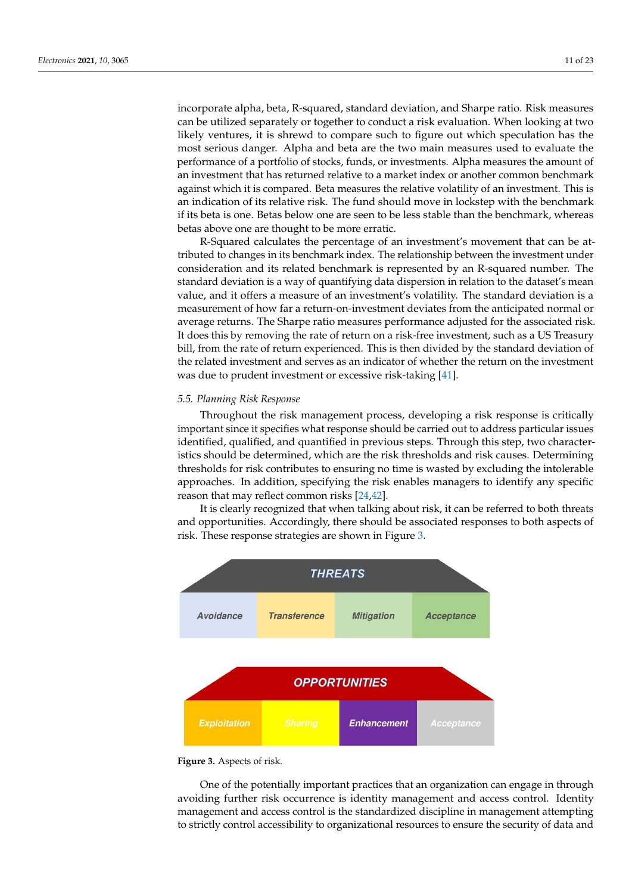incorporate alpha, beta, R-squared, standard deviation, and Sharpe ratio. Risk measures can be utilized separately or together to conduct a risk evaluation. When looking at two likely ventures, it is shrewd to compare such to figure out which speculation has the most serious danger. Alpha and beta are the two main measures used to evaluate the performance of a portfolio of stocks, funds, or investments. Alpha measures the amount of an investment that has returned relative to a market index or another common benchmark against which it is compared. Beta measures the relative volatility of an investment. This is an indication of its relative risk. The fund should move in lockstep with the benchmark if its beta is one. Betas below one are seen to be less stable than the benchmark, whereas betas above one are thought to be more erratic.

R-Squared calculates the percentage of an investment's movement that can be attributed to changes in its benchmark index. The relationship between the investment under consideration and its related benchmark is represented by an R-squared number. The standard deviation is a way of quantifying data dispersion in relation to the dataset's mean value, and it offers a measure of an investment's volatility. The standard deviation is a measurement of how far a return-on-investment deviates from the anticipated normal or average returns. The Sharpe ratio measures performance adjusted for the associated risk. It does this by removing the rate of return on a risk-free investment, such as a US Treasury bill, from the rate of return experienced. This is then divided by the standard deviation of the related investment and serves as an indicator of whether the return on the investment was due to prudent investment or excessive risk-taking [41].

### 5.5. Planning Risk Response

Throughout the risk management process, developing a risk response is critically important since it specifies what response should be carried out to address particular issues identified, qualified, and quantified in previous steps. Through this step, two characteristics should be determined, which are the risk thresholds and risk causes. Determining thresholds for risk contributes to ensuring no time is wasted by excluding the intolerable approaches. In addition, specifying the risk enables managers to identify any specific reason that may reflect common risks [24,42].

It is clearly recognized that when talking about risk, it can be referred to both threats and opportunities. Accordingly, there should be associated responses to both aspects of risk. These response strategies are shown in Figure 3.

**Figure 3.** Aspects of risk.

One of the potentially important practices that an organization can engage in through avoiding further risk occurrence is identity management and access control. Identity management and access control is the standardized discipline in management attempting to strictly control accessibility to organizational resources to ensure the security of data and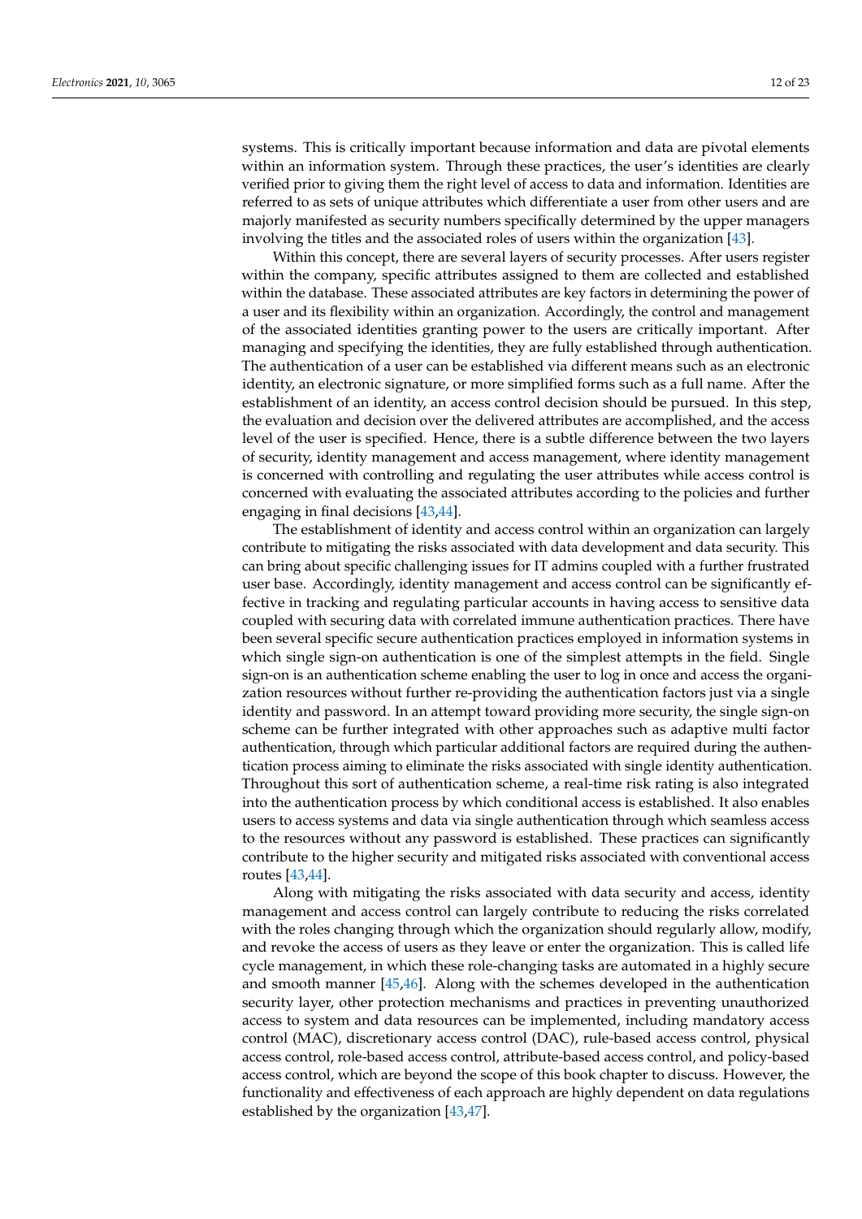systems. This is critically important because information and data are pivotal elements within an information system. Through these practices, the user's identities are clearly verified prior to giving them the right level of access to data and information. Identities are referred to as sets of unique attributes which differentiate a user from other users and are majorly manifested as security numbers specifically determined by the upper managers involving the titles and the associated roles of users within the organization [43].

Within this concept, there are several layers of security processes. After users register within the company, specific attributes assigned to them are collected and established within the database. These associated attributes are key factors in determining the power of a user and its flexibility within an organization. Accordingly, the control and management of the associated identities granting power to the users are critically important. After managing and specifying the identities, they are fully established through authentication. The authentication of a user can be established via different means such as an electronic identity, an electronic signature, or more simplified forms such as a full name. After the establishment of an identity, an access control decision should be pursued. In this step, the evaluation and decision over the delivered attributes are accomplished, and the access level of the user is specified. Hence, there is a subtle difference between the two layers of security, identity management and access management, where identity management is concerned with controlling and regulating the user attributes while access control is concerned with evaluating the associated attributes according to the policies and further engaging in final decisions [43,44].

The establishment of identity and access control within an organization can largely contribute to mitigating the risks associated with data development and data security. This can bring about specific challenging issues for IT admins coupled with a further frustrated user base. Accordingly, identity management and access control can be significantly effective in tracking and regulating particular accounts in having access to sensitive data coupled with securing data with correlated immune authentication practices. There have been several specific secure authentication practices employed in information systems in which single sign-on authentication is one of the simplest attempts in the field. Single sign-on is an authentication scheme enabling the user to log in once and access the organization resources without further re-providing the authentication factors just via a single identity and password. In an attempt toward providing more security, the single sign-on scheme can be further integrated with other approaches such as adaptive multi factor authentication, through which particular additional factors are required during the authentication process aiming to eliminate the risks associated with single identity authentication. Throughout this sort of authentication scheme, a real-time risk rating is also integrated into the authentication process by which conditional access is established. It also enables users to access systems and data via single authentication through which seamless access to the resources without any password is established. These practices can significantly contribute to the higher security and mitigated risks associated with conventional access routes [43,44].

Along with mitigating the risks associated with data security and access, identity management and access control can largely contribute to reducing the risks correlated with the roles changing through which the organization should regularly allow, modify, and revoke the access of users as they leave or enter the organization. This is called life cycle management, in which these role-changing tasks are automated in a highly secure and smooth manner [45,46]. Along with the schemes developed in the authentication security layer, other protection mechanisms and practices in preventing unauthorized access to system and data resources can be implemented, including mandatory access control (MAC), discretionary access control (DAC), rule-based access control, physical access control, role-based access control, attribute-based access control, and policy-based access control, which are beyond the scope of this book chapter to discuss. However, the functionality and effectiveness of each approach are highly dependent on data regulations established by the organization [43,47].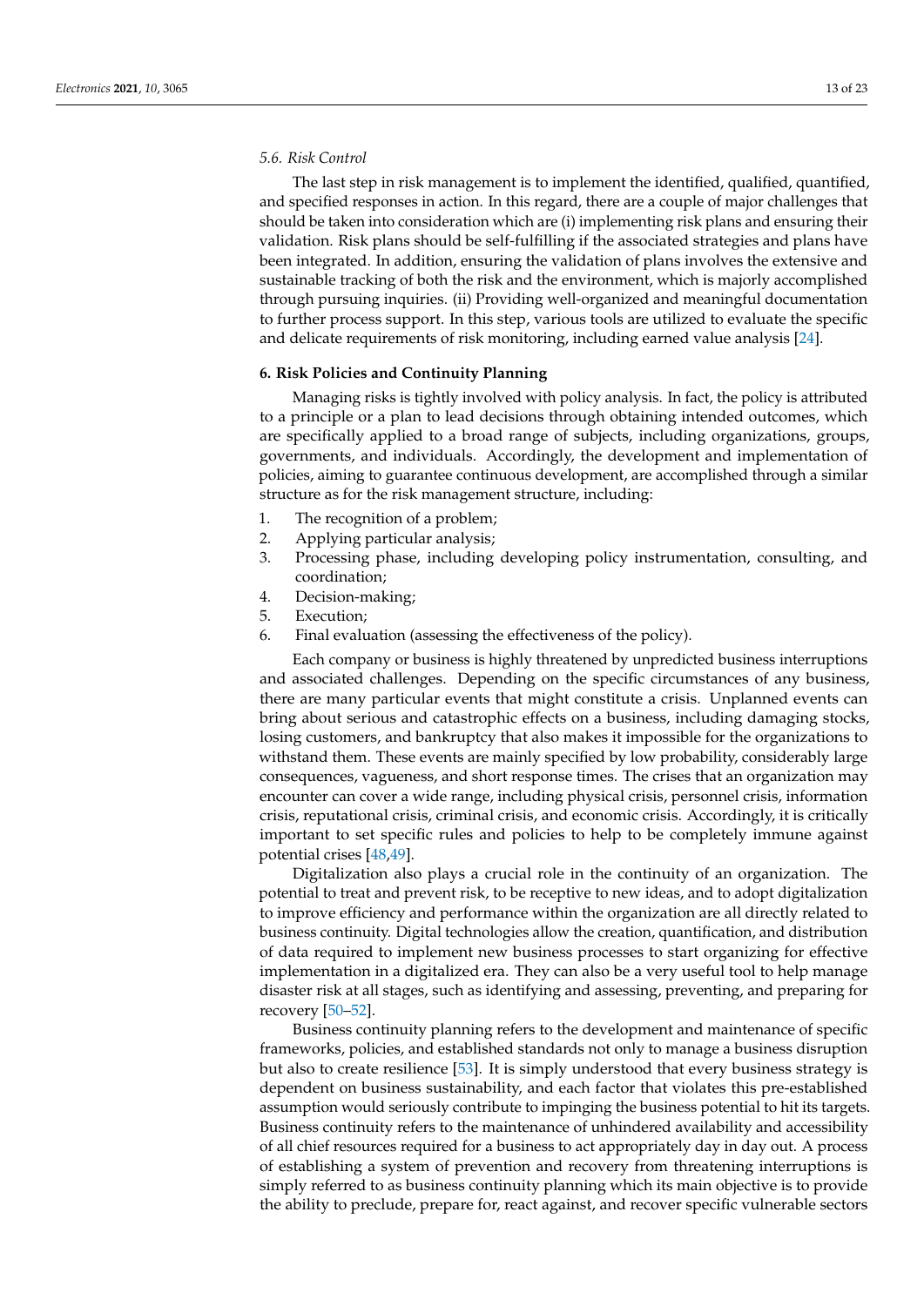### 5.6. Risk Control

The last step in risk management is to implement the identified, qualified, quantified, and specified responses in action. In this regard, there are a couple of major challenges that should be taken into consideration which are (i) implementing risk plans and ensuring their validation. Risk plans should be self-fulfilling if the associated strategies and plans have been integrated. In addition, ensuring the validation of plans involves the extensive and sustainable tracking of both the risk and the environment, which is majorly accomplished through pursuing inquiries. (ii) Providing well-organized and meaningful documentation to further process support. In this step, various tools are utilized to evaluate the specific and delicate requirements of risk monitoring, including earned value analysis [24].

## 6. Risk Policies and Continuity Planning

Managing risks is tightly involved with policy analysis. In fact, the policy is attributed to a principle or a plan to lead decisions through obtaining intended outcomes, which are specifically applied to a broad range of subjects, including organizations, groups, governments, and individuals. Accordingly, the development and implementation of policies, aiming to guarantee continuous development, are accomplished through a similar structure as for the risk management structure, including:

1. The recognition of a problem;
2. Applying particular analysis;
3. Processing phase, including developing policy instrumentation, consulting, and coordination;
4. Decision-making;
5. Execution;
6. Final evaluation (assessing the effectiveness of the policy).

Each company or business is highly threatened by unpredicted business interruptions and associated challenges. Depending on the specific circumstances of any business, there are many particular events that might constitute a crisis. Unplanned events can bring about serious and catastrophic effects on a business, including damaging stocks, losing customers, and bankruptcy that also makes it impossible for the organizations to withstand them. These events are mainly specified by low probability, considerably large consequences, vagueness, and short response times. The crises that an organization may encounter can cover a wide range, including physical crisis, personnel crisis, information crisis, reputational crisis, criminal crisis, and economic crisis. Accordingly, it is critically important to set specific rules and policies to help to be completely immune against potential crises [48,49].

Digitalization also plays a crucial role in the continuity of an organization. The potential to treat and prevent risk, to be receptive to new ideas, and to adopt digitalization to improve efficiency and performance within the organization are all directly related to business continuity. Digital technologies allow the creation, quantification, and distribution of data required to implement new business processes to start organizing for effective implementation in a digitalized era. They can also be a very useful tool to help manage disaster risk at all stages, such as identifying and assessing, preventing, and preparing for recovery [50–52].

Business continuity planning refers to the development and maintenance of specific frameworks, policies, and established standards not only to manage a business disruption but also to create resilience [53]. It is simply understood that every business strategy is dependent on business sustainability, and each factor that violates this pre-established assumption would seriously contribute to impinging the business potential to hit its targets. Business continuity refers to the maintenance of unhindered availability and accessibility of all chief resources required for a business to act appropriately day in day out. A process of establishing a system of prevention and recovery from threatening interruptions is simply referred to as business continuity planning which its main objective is to provide the ability to preclude, prepare for, react against, and recover specific vulnerable sectors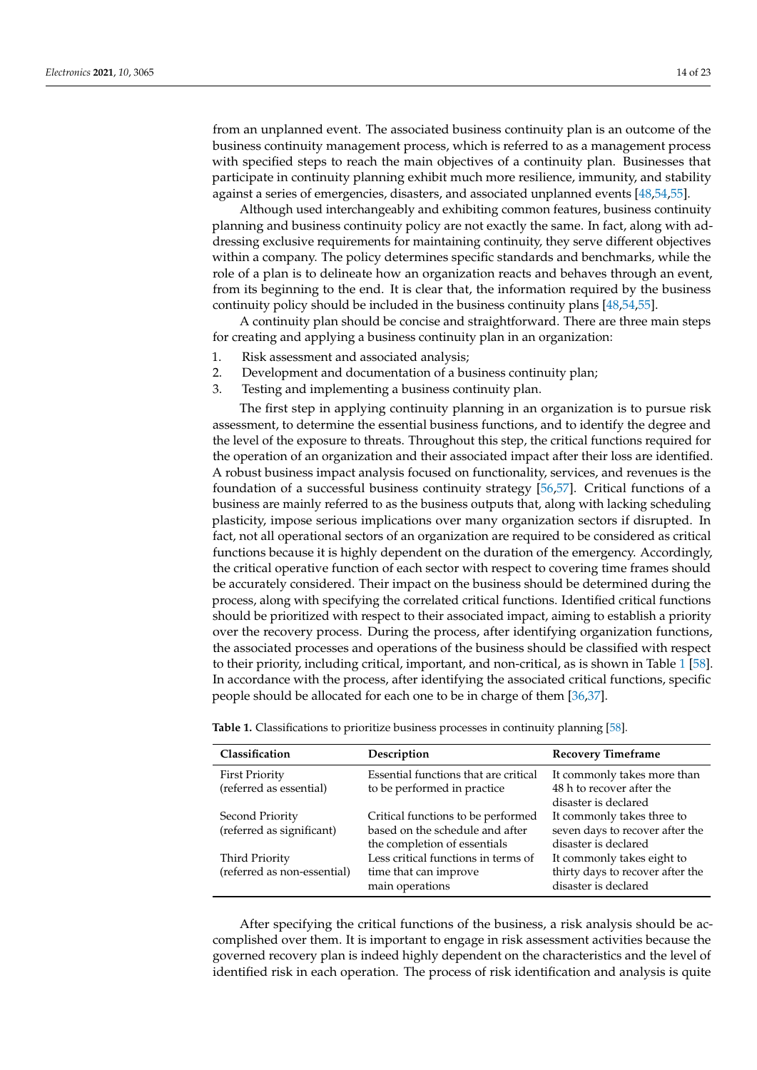from an unplanned event. The associated business continuity plan is an outcome of the business continuity management process, which is referred to as a management process with specified steps to reach the main objectives of a continuity plan. Businesses that participate in continuity planning exhibit much more resilience, immunity, and stability against a series of emergencies, disasters, and associated unplanned events [48,54,55].

Although used interchangeably and exhibiting common features, business continuity planning and business continuity policy are not exactly the same. In fact, along with addressing exclusive requirements for maintaining continuity, they serve different objectives within a company. The policy determines specific standards and benchmarks, while the role of a plan is to delineate how an organization reacts and behaves through an event, from its beginning to the end. It is clear that, the information required by the business continuity policy should be included in the business continuity plans [48,54,55].

A continuity plan should be concise and straightforward. There are three main steps for creating and applying a business continuity plan in an organization:

1. Risk assessment and associated analysis;
2. Development and documentation of a business continuity plan;
3. Testing and implementing a business continuity plan.

The first step in applying continuity planning in an organization is to pursue risk assessment, to determine the essential business functions, and to identify the degree and the level of the exposure to threats. Throughout this step, the critical functions required for the operation of an organization and their associated impact after their loss are identified. A robust business impact analysis focused on functionality, services, and revenues is the foundation of a successful business continuity strategy [56,57]. Critical functions of a business are mainly referred to as the business outputs that, along with lacking scheduling plasticity, impose serious implications over many organization sectors if disrupted. In fact, not all operational sectors of an organization are required to be considered as critical functions because it is highly dependent on the duration of the emergency. Accordingly, the critical operative function of each sector with respect to covering time frames should be accurately considered. Their impact on the business should be determined during the process, along with specifying the correlated critical functions. Identified critical functions should be prioritized with respect to their associated impact, aiming to establish a priority over the recovery process. During the process, after identifying organization functions, the associated processes and operations of the business should be classified with respect to their priority, including critical, important, and non-critical, as is shown in Table 1 [58]. In accordance with the process, after identifying the associated critical functions, specific people should be allocated for each one to be in charge of them [36,37].

**Table 1.** Classifications to prioritize business processes in continuity planning [58].

| Classification | Description | Recovery Timeframe |
|---|---|---|
| First Priority (referred as essential) | Essential functions that are critical to be performed in practice | It commonly takes more than 48 h to recover after the disaster is declared |
| Second Priority (referred as significant) | Critical functions to be performed based on the schedule and after the completion of essentials | It commonly takes three to seven days to recover after the disaster is declared |
| Third Priority (referred as non-essential) | Less critical functions in terms of time that can improve main operations | It commonly takes eight to thirty days to recover after the disaster is declared |

After specifying the critical functions of the business, a risk analysis should be accomplished over them. It is important to engage in risk assessment activities because the governed recovery plan is indeed highly dependent on the characteristics and the level of identified risk in each operation. The process of risk identification and analysis is quite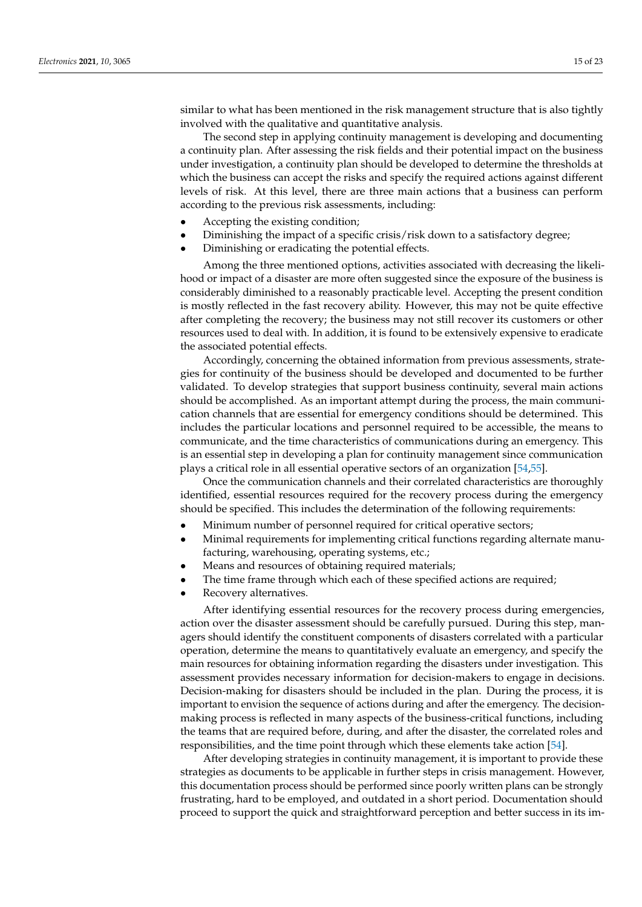similar to what has been mentioned in the risk management structure that is also tightly involved with the qualitative and quantitative analysis.

The second step in applying continuity management is developing and documenting a continuity plan. After assessing the risk fields and their potential impact on the business under investigation, a continuity plan should be developed to determine the thresholds at which the business can accept the risks and specify the required actions against different levels of risk. At this level, there are three main actions that a business can perform according to the previous risk assessments, including:

- Accepting the existing condition;
- Diminishing the impact of a specific crisis/risk down to a satisfactory degree;
- Diminishing or eradicating the potential effects.

Among the three mentioned options, activities associated with decreasing the likelihood or impact of a disaster are more often suggested since the exposure of the business is considerably diminished to a reasonably practicable level. Accepting the present condition is mostly reflected in the fast recovery ability. However, this may not be quite effective after completing the recovery; the business may not still recover its customers or other resources used to deal with. In addition, it is found to be extensively expensive to eradicate the associated potential effects.

Accordingly, concerning the obtained information from previous assessments, strategies for continuity of the business should be developed and documented to be further validated. To develop strategies that support business continuity, several main actions should be accomplished. As an important attempt during the process, the main communication channels that are essential for emergency conditions should be determined. This includes the particular locations and personnel required to be accessible, the means to communicate, and the time characteristics of communications during an emergency. This is an essential step in developing a plan for continuity management since communication plays a critical role in all essential operative sectors of an organization [54,55].

Once the communication channels and their correlated characteristics are thoroughly identified, essential resources required for the recovery process during the emergency should be specified. This includes the determination of the following requirements:

- Minimum number of personnel required for critical operative sectors;
- Minimal requirements for implementing critical functions regarding alternate manufacturing, warehousing, operating systems, etc.;
- Means and resources of obtaining required materials;
- The time frame through which each of these specified actions are required;
- Recovery alternatives.

After identifying essential resources for the recovery process during emergencies, action over the disaster assessment should be carefully pursued. During this step, managers should identify the constituent components of disasters correlated with a particular operation, determine the means to quantitatively evaluate an emergency, and specify the main resources for obtaining information regarding the disasters under investigation. This assessment provides necessary information for decision-makers to engage in decisions. Decision-making for disasters should be included in the plan. During the process, it is important to envision the sequence of actions during and after the emergency. The decision-making process is reflected in many aspects of the business-critical functions, including the teams that are required before, during, and after the disaster, the correlated roles and responsibilities, and the time point through which these elements take action [54].

After developing strategies in continuity management, it is important to provide these strategies as documents to be applicable in further steps in crisis management. However, this documentation process should be performed since poorly written plans can be strongly frustrating, hard to be employed, and outdated in a short period. Documentation should proceed to support the quick and straightforward perception and better success in its im-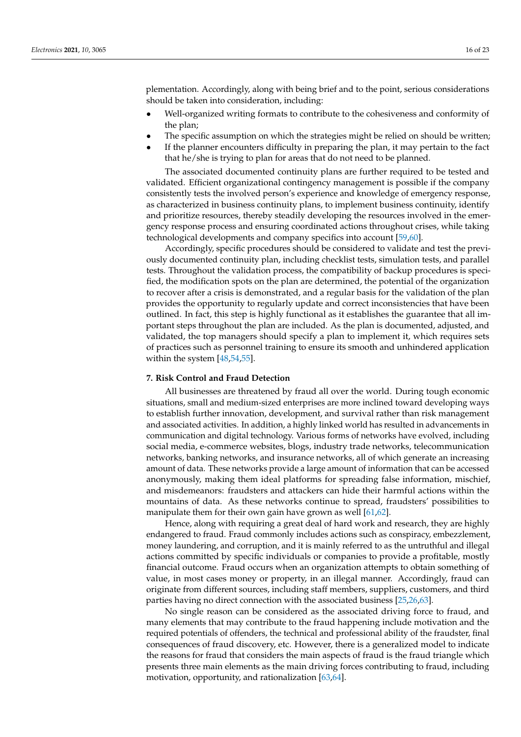plementation. Accordingly, along with being brief and to the point, serious considerations should be taken into consideration, including:

- Well-organized writing formats to contribute to the cohesiveness and conformity of the plan;
- The specific assumption on which the strategies might be relied on should be written;
- If the planner encounters difficulty in preparing the plan, it may pertain to the fact that he/she is trying to plan for areas that do not need to be planned.

The associated documented continuity plans are further required to be tested and validated. Efficient organizational contingency management is possible if the company consistently tests the involved person's experience and knowledge of emergency response, as characterized in business continuity plans, to implement business continuity, identify and prioritize resources, thereby steadily developing the resources involved in the emergency response process and ensuring coordinated actions throughout crises, while taking technological developments and company specifics into account [59,60].

Accordingly, specific procedures should be considered to validate and test the previously documented continuity plan, including checklist tests, simulation tests, and parallel tests. Throughout the validation process, the compatibility of backup procedures is specified, the modification spots on the plan are determined, the potential of the organization to recover after a crisis is demonstrated, and a regular basis for the validation of the plan provides the opportunity to regularly update and correct inconsistencies that have been outlined. In fact, this step is highly functional as it establishes the guarantee that all important steps throughout the plan are included. As the plan is documented, adjusted, and validated, the top managers should specify a plan to implement it, which requires sets of practices such as personnel training to ensure its smooth and unhindered application within the system [48,54,55].

## 7. Risk Control and Fraud Detection

All businesses are threatened by fraud all over the world. During tough economic situations, small and medium-sized enterprises are more inclined toward developing ways to establish further innovation, development, and survival rather than risk management and associated activities. In addition, a highly linked world has resulted in advancements in communication and digital technology. Various forms of networks have evolved, including social media, e-commerce websites, blogs, industry trade networks, telecommunication networks, banking networks, and insurance networks, all of which generate an increasing amount of data. These networks provide a large amount of information that can be accessed anonymously, making them ideal platforms for spreading false information, mischief, and misdemeanors: fraudsters and attackers can hide their harmful actions within the mountains of data. As these networks continue to spread, fraudsters' possibilities to manipulate them for their own gain have grown as well [61,62].

Hence, along with requiring a great deal of hard work and research, they are highly endangered to fraud. Fraud commonly includes actions such as conspiracy, embezzlement, money laundering, and corruption, and it is mainly referred to as the untruthful and illegal actions committed by specific individuals or companies to provide a profitable, mostly financial outcome. Fraud occurs when an organization attempts to obtain something of value, in most cases money or property, in an illegal manner. Accordingly, fraud can originate from different sources, including staff members, suppliers, customers, and third parties having no direct connection with the associated business [25,26,63].

No single reason can be considered as the associated driving force to fraud, and many elements that may contribute to the fraud happening include motivation and the required potentials of offenders, the technical and professional ability of the fraudster, final consequences of fraud discovery, etc. However, there is a generalized model to indicate the reasons for fraud that considers the main aspects of fraud is the fraud triangle which presents three main elements as the main driving forces contributing to fraud, including motivation, opportunity, and rationalization [63,64].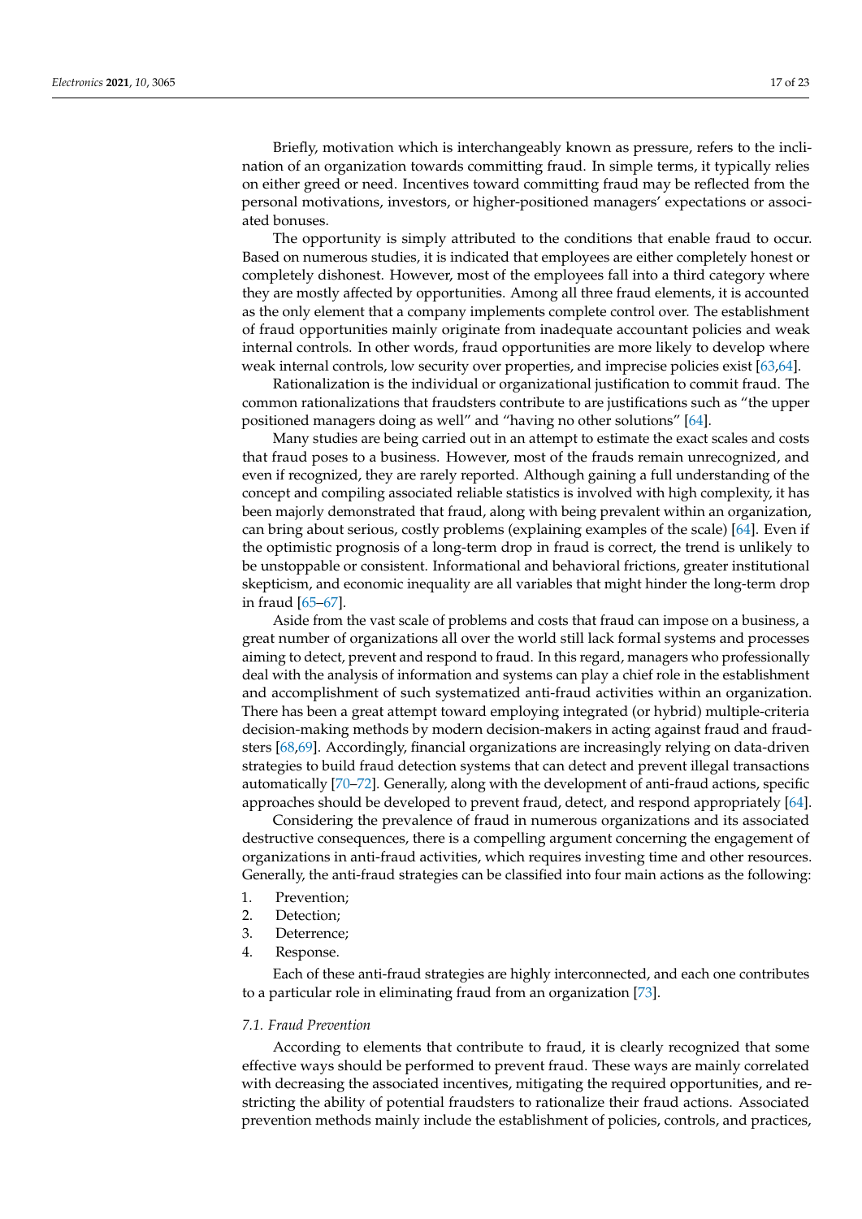Briefly, motivation which is interchangeably known as pressure, refers to the inclination of an organization towards committing fraud. In simple terms, it typically relies on either greed or need. Incentives toward committing fraud may be reflected from the personal motivations, investors, or higher-positioned managers' expectations or associated bonuses.

The opportunity is simply attributed to the conditions that enable fraud to occur. Based on numerous studies, it is indicated that employees are either completely honest or completely dishonest. However, most of the employees fall into a third category where they are mostly affected by opportunities. Among all three fraud elements, it is accounted as the only element that a company implements complete control over. The establishment of fraud opportunities mainly originate from inadequate accountant policies and weak internal controls. In other words, fraud opportunities are more likely to develop where weak internal controls, low security over properties, and imprecise policies exist [63,64].

Rationalization is the individual or organizational justification to commit fraud. The common rationalizations that fraudsters contribute to are justifications such as "the upper positioned managers doing as well" and "having no other solutions" [64].

Many studies are being carried out in an attempt to estimate the exact scales and costs that fraud poses to a business. However, most of the frauds remain unrecognized, and even if recognized, they are rarely reported. Although gaining a full understanding of the concept and compiling associated reliable statistics is involved with high complexity, it has been majorly demonstrated that fraud, along with being prevalent within an organization, can bring about serious, costly problems (explaining examples of the scale) [64]. Even if the optimistic prognosis of a long-term drop in fraud is correct, the trend is unlikely to be unstoppable or consistent. Informational and behavioral frictions, greater institutional skepticism, and economic inequality are all variables that might hinder the long-term drop in fraud [65–67].

Aside from the vast scale of problems and costs that fraud can impose on a business, a great number of organizations all over the world still lack formal systems and processes aiming to detect, prevent and respond to fraud. In this regard, managers who professionally deal with the analysis of information and systems can play a chief role in the establishment and accomplishment of such systematized anti-fraud activities within an organization. There has been a great attempt toward employing integrated (or hybrid) multiple-criteria decision-making methods by modern decision-makers in acting against fraud and fraudsters [68,69]. Accordingly, financial organizations are increasingly relying on data-driven strategies to build fraud detection systems that can detect and prevent illegal transactions automatically [70–72]. Generally, along with the development of anti-fraud actions, specific approaches should be developed to prevent fraud, detect, and respond appropriately [64].

Considering the prevalence of fraud in numerous organizations and its associated destructive consequences, there is a compelling argument concerning the engagement of organizations in anti-fraud activities, which requires investing time and other resources. Generally, the anti-fraud strategies can be classified into four main actions as the following:

1. Prevention;
2. Detection;
3. Deterrence;
4. Response.

Each of these anti-fraud strategies are highly interconnected, and each one contributes to a particular role in eliminating fraud from an organization [73].

### *7.1. Fraud Prevention*

According to elements that contribute to fraud, it is clearly recognized that some effective ways should be performed to prevent fraud. These ways are mainly correlated with decreasing the associated incentives, mitigating the required opportunities, and restricting the ability of potential fraudsters to rationalize their fraud actions. Associated prevention methods mainly include the establishment of policies, controls, and practices,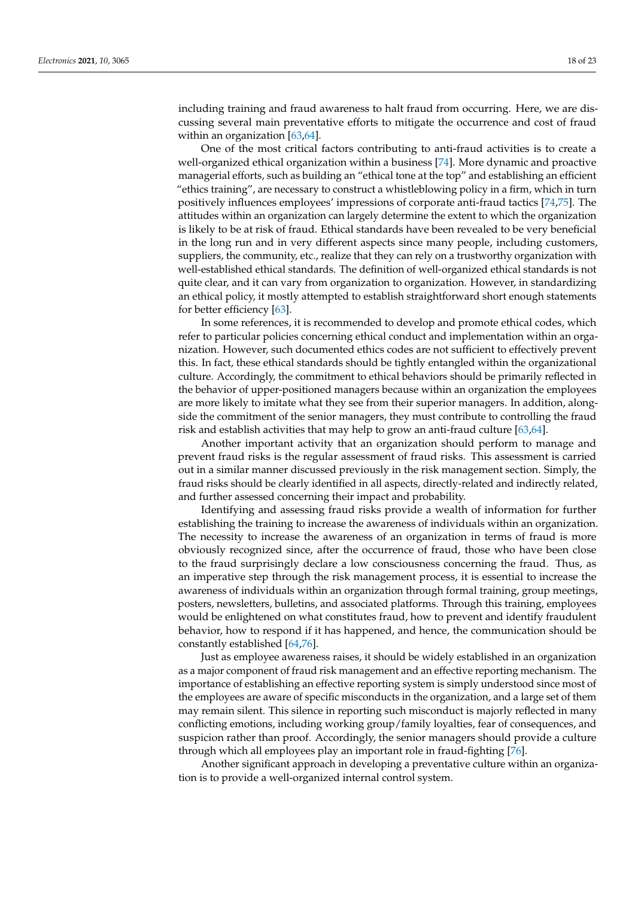including training and fraud awareness to halt fraud from occurring. Here, we are discussing several main preventative efforts to mitigate the occurrence and cost of fraud within an organization [63,64].

One of the most critical factors contributing to anti-fraud activities is to create a well-organized ethical organization within a business [74]. More dynamic and proactive managerial efforts, such as building an "ethical tone at the top" and establishing an efficient "ethics training", are necessary to construct a whistleblowing policy in a firm, which in turn positively influences employees' impressions of corporate anti-fraud tactics [74,75]. The attitudes within an organization can largely determine the extent to which the organization is likely to be at risk of fraud. Ethical standards have been revealed to be very beneficial in the long run and in very different aspects since many people, including customers, suppliers, the community, etc., realize that they can rely on a trustworthy organization with well-established ethical standards. The definition of well-organized ethical standards is not quite clear, and it can vary from organization to organization. However, in standardizing an ethical policy, it mostly attempted to establish straightforward short enough statements for better efficiency [63].

In some references, it is recommended to develop and promote ethical codes, which refer to particular policies concerning ethical conduct and implementation within an organization. However, such documented ethics codes are not sufficient to effectively prevent this. In fact, these ethical standards should be tightly entangled within the organizational culture. Accordingly, the commitment to ethical behaviors should be primarily reflected in the behavior of upper-positioned managers because within an organization the employees are more likely to imitate what they see from their superior managers. In addition, alongside the commitment of the senior managers, they must contribute to controlling the fraud risk and establish activities that may help to grow an anti-fraud culture [63,64].

Another important activity that an organization should perform to manage and prevent fraud risks is the regular assessment of fraud risks. This assessment is carried out in a similar manner discussed previously in the risk management section. Simply, the fraud risks should be clearly identified in all aspects, directly-related and indirectly related, and further assessed concerning their impact and probability.

Identifying and assessing fraud risks provide a wealth of information for further establishing the training to increase the awareness of individuals within an organization. The necessity to increase the awareness of an organization in terms of fraud is more obviously recognized since, after the occurrence of fraud, those who have been close to the fraud surprisingly declare a low consciousness concerning the fraud. Thus, as an imperative step through the risk management process, it is essential to increase the awareness of individuals within an organization through formal training, group meetings, posters, newsletters, bulletins, and associated platforms. Through this training, employees would be enlightened on what constitutes fraud, how to prevent and identify fraudulent behavior, how to respond if it has happened, and hence, the communication should be constantly established [64,76].

Just as employee awareness raises, it should be widely established in an organization as a major component of fraud risk management and an effective reporting mechanism. The importance of establishing an effective reporting system is simply understood since most of the employees are aware of specific misconducts in the organization, and a large set of them may remain silent. This silence in reporting such misconduct is majorly reflected in many conflicting emotions, including working group/family loyalties, fear of consequences, and suspicion rather than proof. Accordingly, the senior managers should provide a culture through which all employees play an important role in fraud-fighting [76].

Another significant approach in developing a preventative culture within an organization is to provide a well-organized internal control system.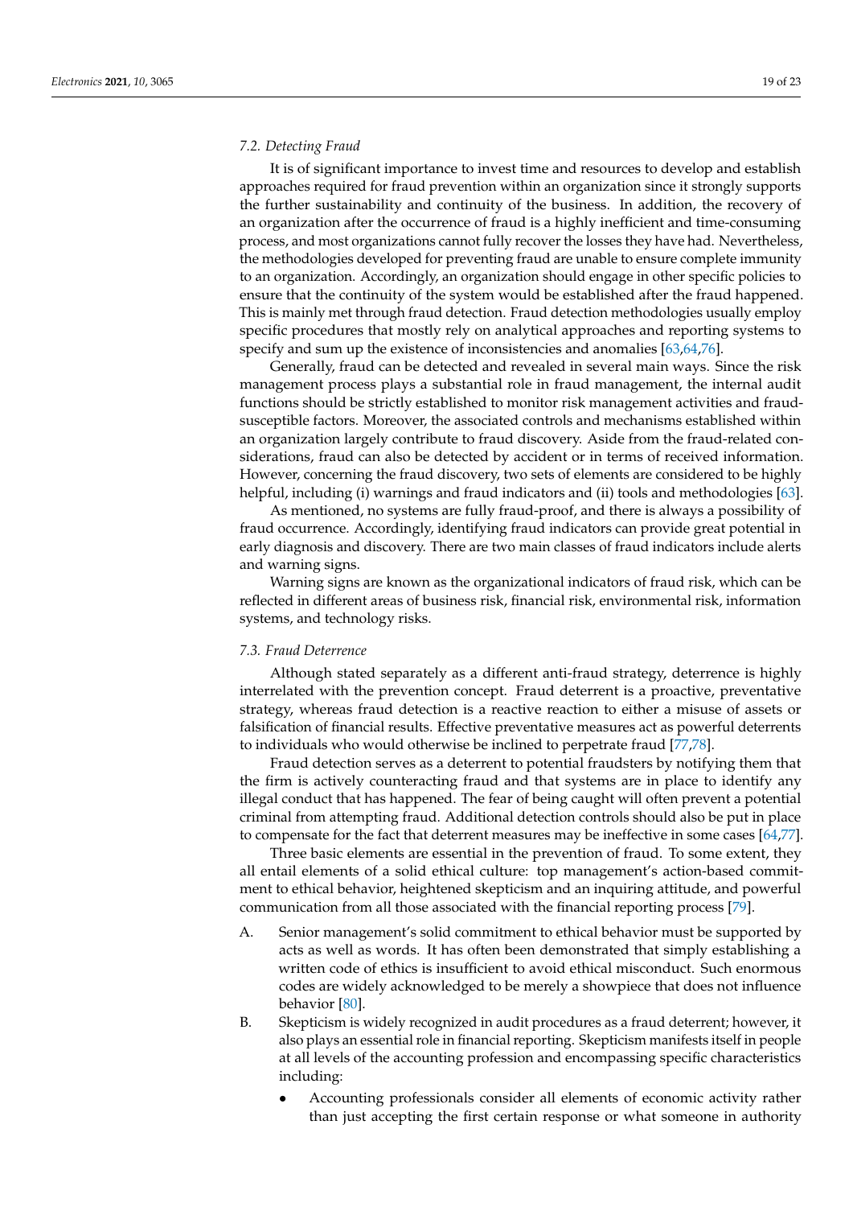### 7.2. Detecting Fraud

It is of significant importance to invest time and resources to develop and establish approaches required for fraud prevention within an organization since it strongly supports the further sustainability and continuity of the business. In addition, the recovery of an organization after the occurrence of fraud is a highly inefficient and time-consuming process, and most organizations cannot fully recover the losses they have had. Nevertheless, the methodologies developed for preventing fraud are unable to ensure complete immunity to an organization. Accordingly, an organization should engage in other specific policies to ensure that the continuity of the system would be established after the fraud happened. This is mainly met through fraud detection. Fraud detection methodologies usually employ specific procedures that mostly rely on analytical approaches and reporting systems to specify and sum up the existence of inconsistencies and anomalies [63,64,76].

Generally, fraud can be detected and revealed in several main ways. Since the risk management process plays a substantial role in fraud management, the internal audit functions should be strictly established to monitor risk management activities and fraud-susceptible factors. Moreover, the associated controls and mechanisms established within an organization largely contribute to fraud discovery. Aside from the fraud-related considerations, fraud can also be detected by accident or in terms of received information. However, concerning the fraud discovery, two sets of elements are considered to be highly helpful, including (i) warnings and fraud indicators and (ii) tools and methodologies [63].

As mentioned, no systems are fully fraud-proof, and there is always a possibility of fraud occurrence. Accordingly, identifying fraud indicators can provide great potential in early diagnosis and discovery. There are two main classes of fraud indicators include alerts and warning signs.

Warning signs are known as the organizational indicators of fraud risk, which can be reflected in different areas of business risk, financial risk, environmental risk, information systems, and technology risks.

### 7.3. Fraud Deterrence

Although stated separately as a different anti-fraud strategy, deterrence is highly interrelated with the prevention concept. Fraud deterrent is a proactive, preventative strategy, whereas fraud detection is a reactive reaction to either a misuse of assets or falsification of financial results. Effective preventative measures act as powerful deterrents to individuals who would otherwise be inclined to perpetrate fraud [77,78].

Fraud detection serves as a deterrent to potential fraudsters by notifying them that the firm is actively counteracting fraud and that systems are in place to identify any illegal conduct that has happened. The fear of being caught will often prevent a potential criminal from attempting fraud. Additional detection controls should also be put in place to compensate for the fact that deterrent measures may be ineffective in some cases [64,77].

Three basic elements are essential in the prevention of fraud. To some extent, they all entail elements of a solid ethical culture: top management's action-based commitment to ethical behavior, heightened skepticism and an inquiring attitude, and powerful communication from all those associated with the financial reporting process [79].

A. Senior management's solid commitment to ethical behavior must be supported by acts as well as words. It has often been demonstrated that simply establishing a written code of ethics is insufficient to avoid ethical misconduct. Such enormous codes are widely acknowledged to be merely a showpiece that does not influence behavior [80].

B. Skepticism is widely recognized in audit procedures as a fraud deterrent; however, it also plays an essential role in financial reporting. Skepticism manifests itself in people at all levels of the accounting profession and encompassing specific characteristics including:

    - Accounting professionals consider all elements of economic activity rather than just accepting the first certain response or what someone in authority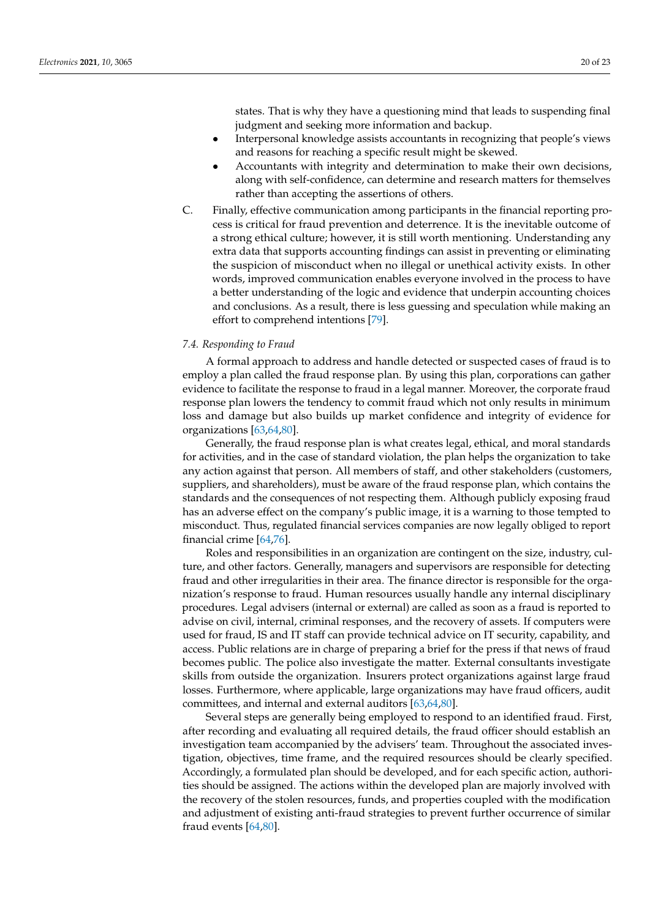states. That is why they have a questioning mind that leads to suspending final judgment and seeking more information and backup.
- Interpersonal knowledge assists accountants in recognizing that people's views and reasons for reaching a specific result might be skewed.
- Accountants with integrity and determination to make their own decisions, along with self-confidence, can determine and research matters for themselves rather than accepting the assertions of others.

C. Finally, effective communication among participants in the financial reporting process is critical for fraud prevention and deterrence. It is the inevitable outcome of a strong ethical culture; however, it is still worth mentioning. Understanding any extra data that supports accounting findings can assist in preventing or eliminating the suspicion of misconduct when no illegal or unethical activity exists. In other words, improved communication enables everyone involved in the process to have a better understanding of the logic and evidence that underpin accounting choices and conclusions. As a result, there is less guessing and speculation while making an effort to comprehend intentions [79].

### *7.4. Responding to Fraud*

A formal approach to address and handle detected or suspected cases of fraud is to employ a plan called the fraud response plan. By using this plan, corporations can gather evidence to facilitate the response to fraud in a legal manner. Moreover, the corporate fraud response plan lowers the tendency to commit fraud which not only results in minimum loss and damage but also builds up market confidence and integrity of evidence for organizations [63,64,80].

Generally, the fraud response plan is what creates legal, ethical, and moral standards for activities, and in the case of standard violation, the plan helps the organization to take any action against that person. All members of staff, and other stakeholders (customers, suppliers, and shareholders), must be aware of the fraud response plan, which contains the standards and the consequences of not respecting them. Although publicly exposing fraud has an adverse effect on the company's public image, it is a warning to those tempted to misconduct. Thus, regulated financial services companies are now legally obliged to report financial crime [64,76].

Roles and responsibilities in an organization are contingent on the size, industry, culture, and other factors. Generally, managers and supervisors are responsible for detecting fraud and other irregularities in their area. The finance director is responsible for the organization's response to fraud. Human resources usually handle any internal disciplinary procedures. Legal advisers (internal or external) are called as soon as a fraud is reported to advise on civil, internal, criminal responses, and the recovery of assets. If computers were used for fraud, IS and IT staff can provide technical advice on IT security, capability, and access. Public relations are in charge of preparing a brief for the press if that news of fraud becomes public. The police also investigate the matter. External consultants investigate skills from outside the organization. Insurers protect organizations against large fraud losses. Furthermore, where applicable, large organizations may have fraud officers, audit committees, and internal and external auditors [63,64,80].

Several steps are generally being employed to respond to an identified fraud. First, after recording and evaluating all required details, the fraud officer should establish an investigation team accompanied by the advisers' team. Throughout the associated investigation, objectives, time frame, and the required resources should be clearly specified. Accordingly, a formulated plan should be developed, and for each specific action, authorities should be assigned. The actions within the developed plan are majorly involved with the recovery of the stolen resources, funds, and properties coupled with the modification and adjustment of existing anti-fraud strategies to prevent further occurrence of similar fraud events [64,80].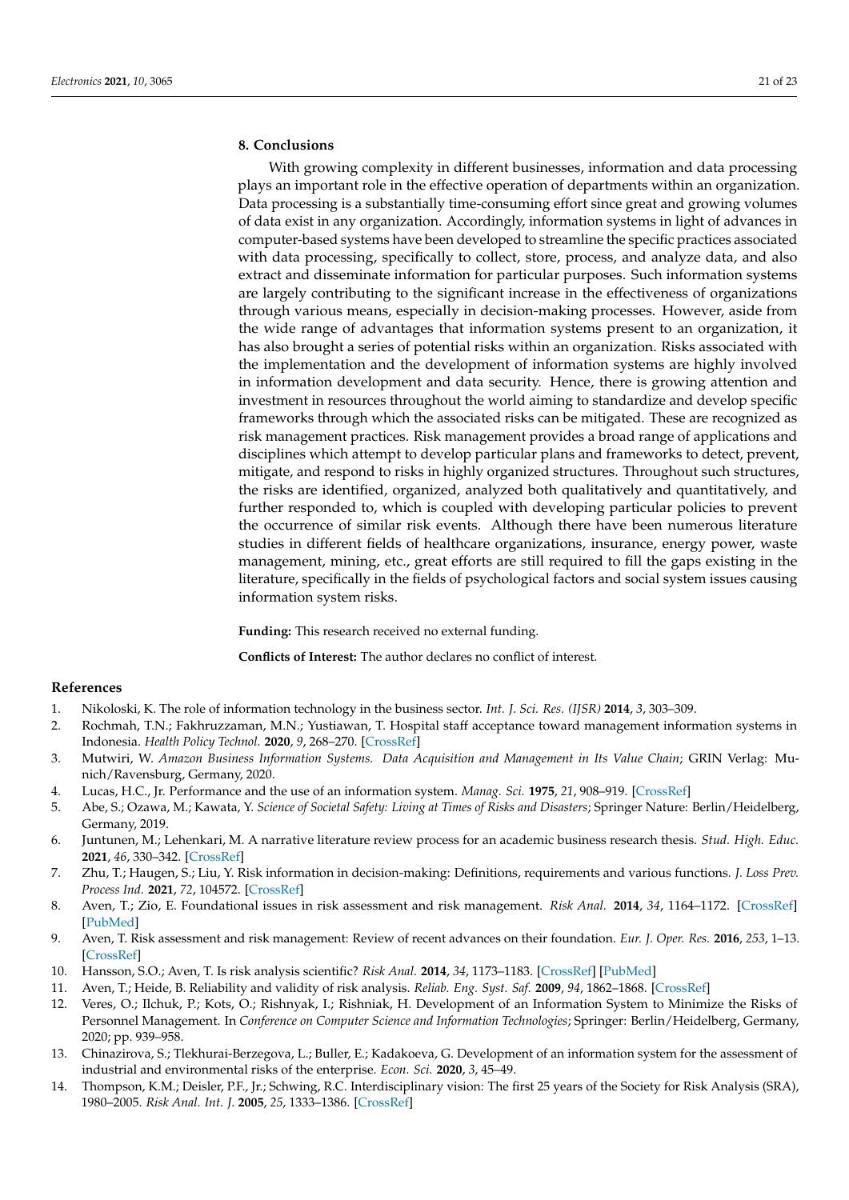## 8. Conclusions

With growing complexity in different businesses, information and data processing plays an important role in the effective operation of departments within an organization. Data processing is a substantially time-consuming effort since great and growing volumes of data exist in any organization. Accordingly, information systems in light of advances in computer-based systems have been developed to streamline the specific practices associated with data processing, specifically to collect, store, process, and analyze data, and also extract and disseminate information for particular purposes. Such information systems are largely contributing to the significant increase in the effectiveness of organizations through various means, especially in decision-making processes. However, aside from the wide range of advantages that information systems present to an organization, it has also brought a series of potential risks within an organization. Risks associated with the implementation and the development of information systems are highly involved in information development and data security. Hence, there is growing attention and investment in resources throughout the world aiming to standardize and develop specific frameworks through which the associated risks can be mitigated. These are recognized as risk management practices. Risk management provides a broad range of applications and disciplines which attempt to develop particular plans and frameworks to detect, prevent, mitigate, and respond to risks in highly organized structures. Throughout such structures, the risks are identified, organized, analyzed both qualitatively and quantitatively, and further responded to, which is coupled with developing particular policies to prevent the occurrence of similar risk events. Although there have been numerous literature studies in different fields of healthcare organizations, insurance, energy power, waste management, mining, etc., great efforts are still required to fill the gaps existing in the literature, specifically in the fields of psychological factors and social system issues causing information system risks.

**Funding:** This research received no external funding.

**Conflicts of Interest:** The author declares no conflict of interest.

## References

1. Nikoloski, K. The role of information technology in the business sector. *Int. J. Sci. Res. (IJSR)* **2014**, *3*, 303–309.
2. Rochmah, T.N.; Fakhruzzaman, M.N.; Yustiawan, T. Hospital staff acceptance toward management information systems in Indonesia. *Health Policy Technol.* **2020**, *9*, 268–270. [CrossRef]
3. Mutwiri, W. *Amazon Business Information Systems. Data Acquisition and Management in Its Value Chain*; GRIN Verlag: Munich/Ravensburg, Germany, 2020.
4. Lucas, H.C., Jr. Performance and the use of an information system. *Manag. Sci.* **1975**, *21*, 908–919. [CrossRef]
5. Abe, S.; Ozawa, M.; Kawata, Y. *Science of Societal Safety: Living at Times of Risks and Disasters*; Springer Nature: Berlin/Heidelberg, Germany, 2019.
6. Juntunen, M.; Lehenkari, M. A narrative literature review process for an academic business research thesis. *Stud. High. Educ.* **2021**, *46*, 330–342. [CrossRef]
7. Zhu, T.; Haugen, S.; Liu, Y. Risk information in decision-making: Definitions, requirements and various functions. *J. Loss Prev. Process Ind.* **2021**, *72*, 104572. [CrossRef]
8. Aven, T.; Zio, E. Foundational issues in risk assessment and risk management. *Risk Anal.* **2014**, *34*, 1164–1172. [CrossRef] [PubMed]
9. Aven, T. Risk assessment and risk management: Review of recent advances on their foundation. *Eur. J. Oper. Res.* **2016**, *253*, 1–13. [CrossRef]
10. Hansson, S.O.; Aven, T. Is risk analysis scientific? *Risk Anal.* **2014**, *34*, 1173–1183. [CrossRef] [PubMed]
11. Aven, T.; Heide, B. Reliability and validity of risk analysis. *Reliab. Eng. Syst. Saf.* **2009**, *94*, 1862–1868. [CrossRef]
12. Veres, O.; Ilchuk, P.; Kots, O.; Rishnyak, I.; Rishniak, H. Development of an Information System to Minimize the Risks of Personnel Management. In *Conference on Computer Science and Information Technologies*; Springer: Berlin/Heidelberg, Germany, 2020; pp. 939–958.
13. Chinazirova, S.; Tlekhurai-Berzegova, L.; Buller, E.; Kadakoeva, G. Development of an information system for the assessment of industrial and environmental risks of the enterprise. *Econ. Sci.* **2020**, *3*, 45–49.
14. Thompson, K.M.; Deisler, P.F., Jr.; Schwing, R.C. Interdisciplinary vision: The first 25 years of the Society for Risk Analysis (SRA), 1980–2005. *Risk Anal. Int. J.* **2005**, *25*, 1333–1386. [CrossRef]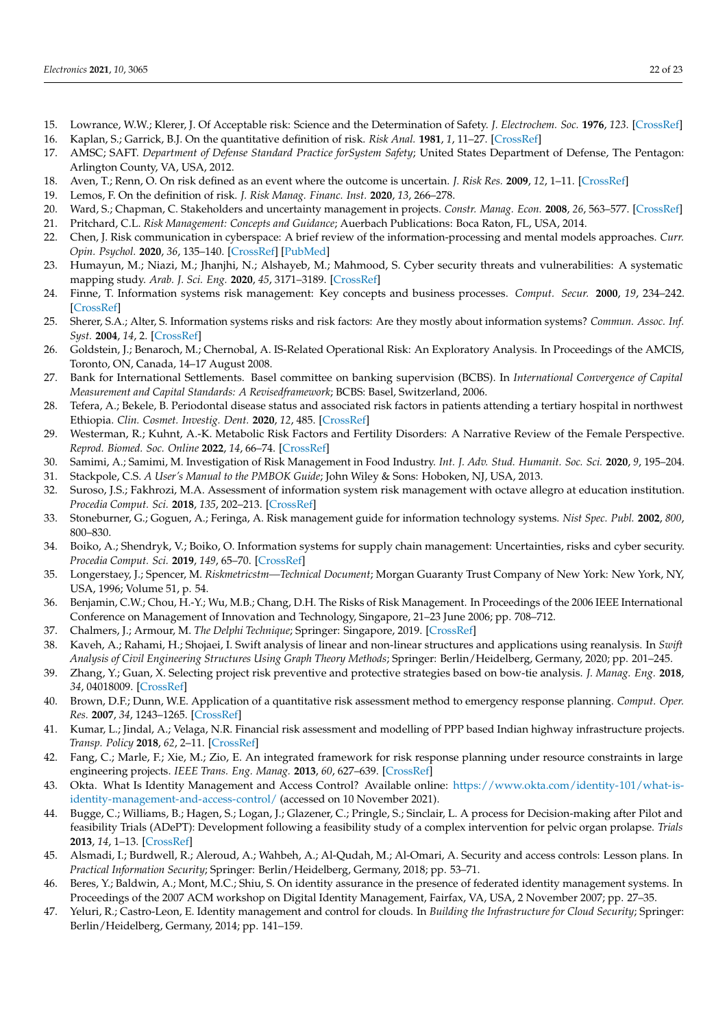15. Lowrance, W.W.; Klerer, J. Of Acceptable risk: Science and the Determination of Safety. *J. Electrochem. Soc.* **1976**, *123*. [CrossRef]
16. Kaplan, S.; Garrick, B.J. On the quantitative definition of risk. *Risk Anal.* **1981**, *1*, 11–27. [CrossRef]
17. AMSC; SAFT. *Department of Defense Standard Practice forSystem Safety*; United States Department of Defense, The Pentagon: Arlington County, VA, USA, 2012.
18. Aven, T.; Renn, O. On risk defined as an event where the outcome is uncertain. *J. Risk Res.* **2009**, *12*, 1–11. [CrossRef]
19. Lemos, F. On the definition of risk. *J. Risk Manag. Financ. Inst.* **2020**, *13*, 266–278.
20. Ward, S.; Chapman, C. Stakeholders and uncertainty management in projects. *Constr. Manag. Econ.* **2008**, *26*, 563–577. [CrossRef]
21. Pritchard, C.L. *Risk Management: Concepts and Guidance*; Auerbach Publications: Boca Raton, FL, USA, 2014.
22. Chen, J. Risk communication in cyberspace: A brief review of the information-processing and mental models approaches. *Curr. Opin. Psychol.* **2020**, *36*, 135–140. [CrossRef] [PubMed]
23. Humayun, M.; Niazi, M.; Jhanjhi, N.; Alshayeb, M.; Mahmood, S. Cyber security threats and vulnerabilities: A systematic mapping study. *Arab. J. Sci. Eng.* **2020**, *45*, 3171–3189. [CrossRef]
24. Finne, T. Information systems risk management: Key concepts and business processes. *Comput. Secur.* **2000**, *19*, 234–242. [CrossRef]
25. Sherer, S.A.; Alter, S. Information systems risks and risk factors: Are they mostly about information systems? *Commun. Assoc. Inf. Syst.* **2004**, *14*, 2. [CrossRef]
26. Goldstein, J.; Benaroch, M.; Chernobal, A. IS-Related Operational Risk: An Exploratory Analysis. In Proceedings of the AMCIS, Toronto, ON, Canada, 14–17 August 2008.
27. Bank for International Settlements. Basel committee on banking supervision (BCBS). In *International Convergence of Capital Measurement and Capital Standards: A Revisedframework*; BCBS: Basel, Switzerland, 2006.
28. Tefera, A.; Bekele, B. Periodontal disease status and associated risk factors in patients attending a tertiary hospital in northwest Ethiopia. *Clin. Cosmet. Investig. Dent.* **2020**, *12*, 485. [CrossRef]
29. Westerman, R.; Kuhnt, A.-K. Metabolic Risk Factors and Fertility Disorders: A Narrative Review of the Female Perspective. *Reprod. Biomed. Soc. Online* **2022**, *14*, 66–74. [CrossRef]
30. Samimi, A.; Samimi, M. Investigation of Risk Management in Food Industry. *Int. J. Adv. Stud. Humanit. Soc. Sci.* **2020**, *9*, 195–204.
31. Stackpole, C.S. *A User's Manual to the PMBOK Guide*; John Wiley & Sons: Hoboken, NJ, USA, 2013.
32. Suroso, J.S.; Fakhrozi, M.A. Assessment of information system risk management with octave allegro at education institution. *Procedia Comput. Sci.* **2018**, *135*, 202–213. [CrossRef]
33. Stoneburner, G.; Goguen, A.; Feringa, A. Risk management guide for information technology systems. *Nist Spec. Publ.* **2002**, *800*, 800–830.
34. Boiko, A.; Shendryk, V.; Boiko, O. Information systems for supply chain management: Uncertainties, risks and cyber security. *Procedia Comput. Sci.* **2019**, *149*, 65–70. [CrossRef]
35. Longerstaey, J.; Spencer, M. *Riskmetricstm—Technical Document*; Morgan Guaranty Trust Company of New York: New York, NY, USA, 1996; Volume 51, p. 54.
36. Benjamin, C.W.; Chou, H.-Y.; Wu, M.B.; Chang, D.H. The Risks of Risk Management. In Proceedings of the 2006 IEEE International Conference on Management of Innovation and Technology, Singapore, 21–23 June 2006; pp. 708–712.
37. Chalmers, J.; Armour, M. *The Delphi Technique*; Springer: Singapore, 2019. [CrossRef]
38. Kaveh, A.; Rahami, H.; Shojaei, I. Swift analysis of linear and non-linear structures and applications using reanalysis. In *Swift Analysis of Civil Engineering Structures Using Graph Theory Methods*; Springer: Berlin/Heidelberg, Germany, 2020; pp. 201–245.
39. Zhang, Y.; Guan, X. Selecting project risk preventive and protective strategies based on bow-tie analysis. *J. Manag. Eng.* **2018**, *34*, 04018009. [CrossRef]
40. Brown, D.F.; Dunn, W.E. Application of a quantitative risk assessment method to emergency response planning. *Comput. Oper. Res.* **2007**, *34*, 1243–1265. [CrossRef]
41. Kumar, L.; Jindal, A.; Velaga, N.R. Financial risk assessment and modelling of PPP based Indian highway infrastructure projects. *Transp. Policy* **2018**, *62*, 2–11. [CrossRef]
42. Fang, C.; Marle, F.; Xie, M.; Zio, E. An integrated framework for risk response planning under resource constraints in large engineering projects. *IEEE Trans. Eng. Manag.* **2013**, *60*, 627–639. [CrossRef]
43. Okta. What Is Identity Management and Access Control? Available online: https://www.okta.com/identity-101/what-is-identity-management-and-access-control/ (accessed on 10 November 2021).
44. Bugge, C.; Williams, B.; Hagen, S.; Logan, J.; Glazener, C.; Pringle, S.; Sinclair, L. A process for Decision-making after Pilot and feasibility Trials (ADePT): Development following a feasibility study of a complex intervention for pelvic organ prolapse. *Trials* **2013**, *14*, 1–13. [CrossRef]
45. Alsmadi, I.; Burdwell, R.; Aleroud, A.; Wahbeh, A.; Al-Qudah, M.; Al-Omari, A. Security and access controls: Lesson plans. In *Practical Information Security*; Springer: Berlin/Heidelberg, Germany, 2018; pp. 53–71.
46. Beres, Y.; Baldwin, A.; Mont, M.C.; Shiu, S. On identity assurance in the presence of federated identity management systems. In Proceedings of the 2007 ACM workshop on Digital Identity Management, Fairfax, VA, USA, 2 November 2007; pp. 27–35.
47. Yeluri, R.; Castro-Leon, E. Identity management and control for clouds. In *Building the Infrastructure for Cloud Security*; Springer: Berlin/Heidelberg, Germany, 2014; pp. 141–159.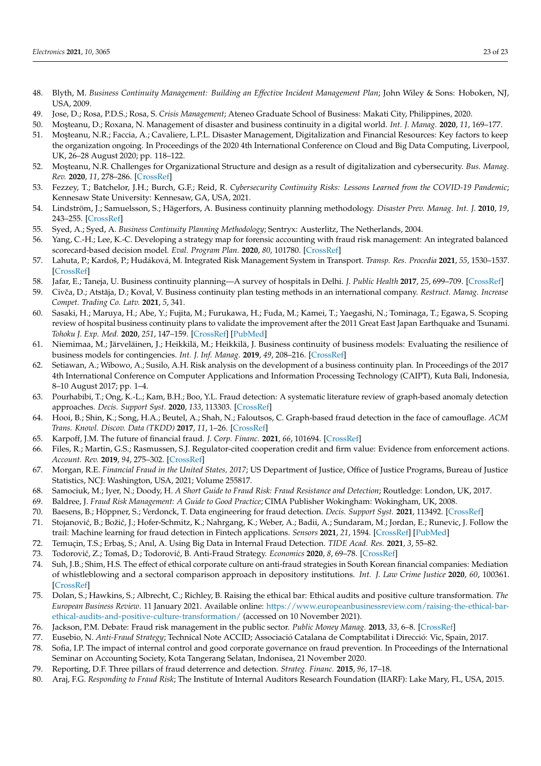48. Blyth, M. *Business Continuity Management: Building an Effective Incident Management Plan*; John Wiley & Sons: Hoboken, NJ, USA, 2009.
49. Jose, D.; Rosa, P.D.S.; Rosa, S. *Crisis Management*; Ateneo Graduate School of Business: Makati City, Philippines, 2020.
50. Moşteanu, D.; Roxana, N. Management of disaster and business continuity in a digital world. *Int. J. Manag.* **2020**, *11*, 169–177.
51. Moşteanu, N.R.; Faccia, A.; Cavaliere, L.P.L. Disaster Management, Digitalization and Financial Resources: Key factors to keep the organization ongoing. In Proceedings of the 2020 4th International Conference on Cloud and Big Data Computing, Liverpool, UK, 26–28 August 2020; pp. 118–122.
52. Moşteanu, N.R. Challenges for Organizational Structure and design as a result of digitalization and cybersecurity. *Bus. Manag. Rev.* **2020**, *11*, 278–286. [CrossRef]
53. Fezzey, T.; Batchelor, J.H.; Burch, G.F.; Reid, R. *Cybersecurity Continuity Risks: Lessons Learned from the COVID-19 Pandemic*; Kennesaw State University: Kennesaw, GA, USA, 2021.
54. Lindström, J.; Samuelsson, S.; Hägerfors, A. Business continuity planning methodology. *Disaster Prev. Manag. Int. J.* **2010**, *19*, 243–255. [CrossRef]
55. Syed, A.; Syed, A. *Business Continuity Planning Methodology*; Sentryx: Austerlitz, The Netherlands, 2004.
56. Yang, C.-H.; Lee, K.-C. Developing a strategy map for forensic accounting with fraud risk management: An integrated balanced scorecard-based decision model. *Eval. Program Plan.* **2020**, *80*, 101780. [CrossRef]
57. Lahuta, P.; Kardoš, P.; Hudáková, M. Integrated Risk Management System in Transport. *Transp. Res. Procedia* **2021**, *55*, 1530–1537. [CrossRef]
58. Jafar, E.; Taneja, U. Business continuity planning—A survey of hospitals in Delhi. *J. Public Health* **2017**, *25*, 699–709. [CrossRef]
59. Civča, D.; Atstāja, D.; Koval, V. Business continuity plan testing methods in an international company. *Restruct. Manag. Increase Compet. Trading Co. Latv.* **2021**, *5*, 341.
60. Sasaki, H.; Maruya, H.; Abe, Y.; Fujita, M.; Furukawa, H.; Fuda, M.; Kamei, T.; Yaegashi, N.; Tominaga, T.; Egawa, S. Scoping review of hospital business continuity plans to validate the improvement after the 2011 Great East Japan Earthquake and Tsunami. *Tohoku J. Exp. Med.* **2020**, *251*, 147–159. [CrossRef] [PubMed]
61. Niemimaa, M.; Järveläinen, J.; Heikkilä, M.; Heikkilä, J. Business continuity of business models: Evaluating the resilience of business models for contingencies. *Int. J. Inf. Manag.* **2019**, *49*, 208–216. [CrossRef]
62. Setiawan, A.; Wibowo, A.; Susilo, A.H. Risk analysis on the development of a business continuity plan. In Proceedings of the 2017 4th International Conference on Computer Applications and Information Processing Technology (CAIPT), Kuta Bali, Indonesia, 8–10 August 2017; pp. 1–4.
63. Pourhabibi, T.; Ong, K.-L.; Kam, B.H.; Boo, Y.L. Fraud detection: A systematic literature review of graph-based anomaly detection approaches. *Decis. Support Syst.* **2020**, *133*, 113303. [CrossRef]
64. Hooi, B.; Shin, K.; Song, H.A.; Beutel, A.; Shah, N.; Faloutsos, C. Graph-based fraud detection in the face of camouflage. *ACM Trans. Knowl. Discov. Data (TKDD)* **2017**, *11*, 1–26. [CrossRef]
65. Karpoff, J.M. The future of financial fraud. *J. Corp. Financ.* **2021**, *66*, 101694. [CrossRef]
66. Files, R.; Martin, G.S.; Rasmussen, S.J. Regulator-cited cooperation credit and firm value: Evidence from enforcement actions. *Account. Rev.* **2019**, *94*, 275–302. [CrossRef]
67. Morgan, R.E. *Financial Fraud in the United States, 2017*; US Department of Justice, Office of Justice Programs, Bureau of Justice Statistics, NCJ: Washington, USA, 2021; Volume 255817.
68. Samociuk, M.; Iyer, N.; Doody, H. *A Short Guide to Fraud Risk: Fraud Resistance and Detection*; Routledge: London, UK, 2017.
69. Baldree, J. *Fraud Risk Management: A Guide to Good Practice*; CIMA Publisher Wokingham: Wokingham, UK, 2008.
70. Baesens, B.; Höppner, S.; Verdonck, T. Data engineering for fraud detection. *Decis. Support Syst.* **2021**, 113492. [CrossRef]
71. Stojanović, B.; Božić, J.; Hofer-Schmitz, K.; Nahrgang, K.; Weber, A.; Badii, A.; Sundaram, M.; Jordan, E.; Runevic, J. Follow the trail: Machine learning for fraud detection in Fintech applications. *Sensors* **2021**, *21*, 1594. [CrossRef] [PubMed]
72. Temuçin, T.S.; Erbaş, S.; Anıl, A. Using Big Data in Internal Fraud Detection. *TIDE Acad. Res.* **2021**, *3*, 55–82.
73. Todorović, Z.; Tomaš, D.; Todorović, B. Anti-Fraud Strategy. *Economics* **2020**, *8*, 69–78. [CrossRef]
74. Suh, J.B.; Shim, H.S. The effect of ethical corporate culture on anti-fraud strategies in South Korean financial companies: Mediation of whistleblowing and a sectoral comparison approach in depository institutions. *Int. J. Law Crime Justice* **2020**, *60*, 100361. [CrossRef]
75. Dolan, S.; Hawkins, S.; Albrecht, C.; Richley, B. Raising the ethical bar: Ethical audits and positive culture transformation. *The European Business Review*. 11 January 2021. Available online: https://www.europeanbusinessreview.com/raising-the-ethical-bar-ethical-audits-and-positive-culture-transformation/ (accessed on 10 November 2021).
76. Jackson, P.M. Debate: Fraud risk management in the public sector. *Public Money Manag.* **2013**, *33*, 6–8. [CrossRef]
77. Eusebio, N. *Anti-Fraud Strategy*; Technical Note ACCID; Associació Catalana de Comptabilitat i Direcció: Vic, Spain, 2017.
78. Sofia, I.P. The impact of internal control and good corporate governance on fraud prevention. In Proceedings of the International Seminar on Accounting Society, Kota Tangerang Selatan, Indonisea, 21 November 2020.
79. Reporting, D.F. Three pillars of fraud deterrence and detection. *Strateg. Financ.* **2015**, *96*, 17–18.
80. Araj, F.G. *Responding to Fraud Risk*; The Institute of Internal Auditors Research Foundation (IIARF): Lake Mary, FL, USA, 2015.